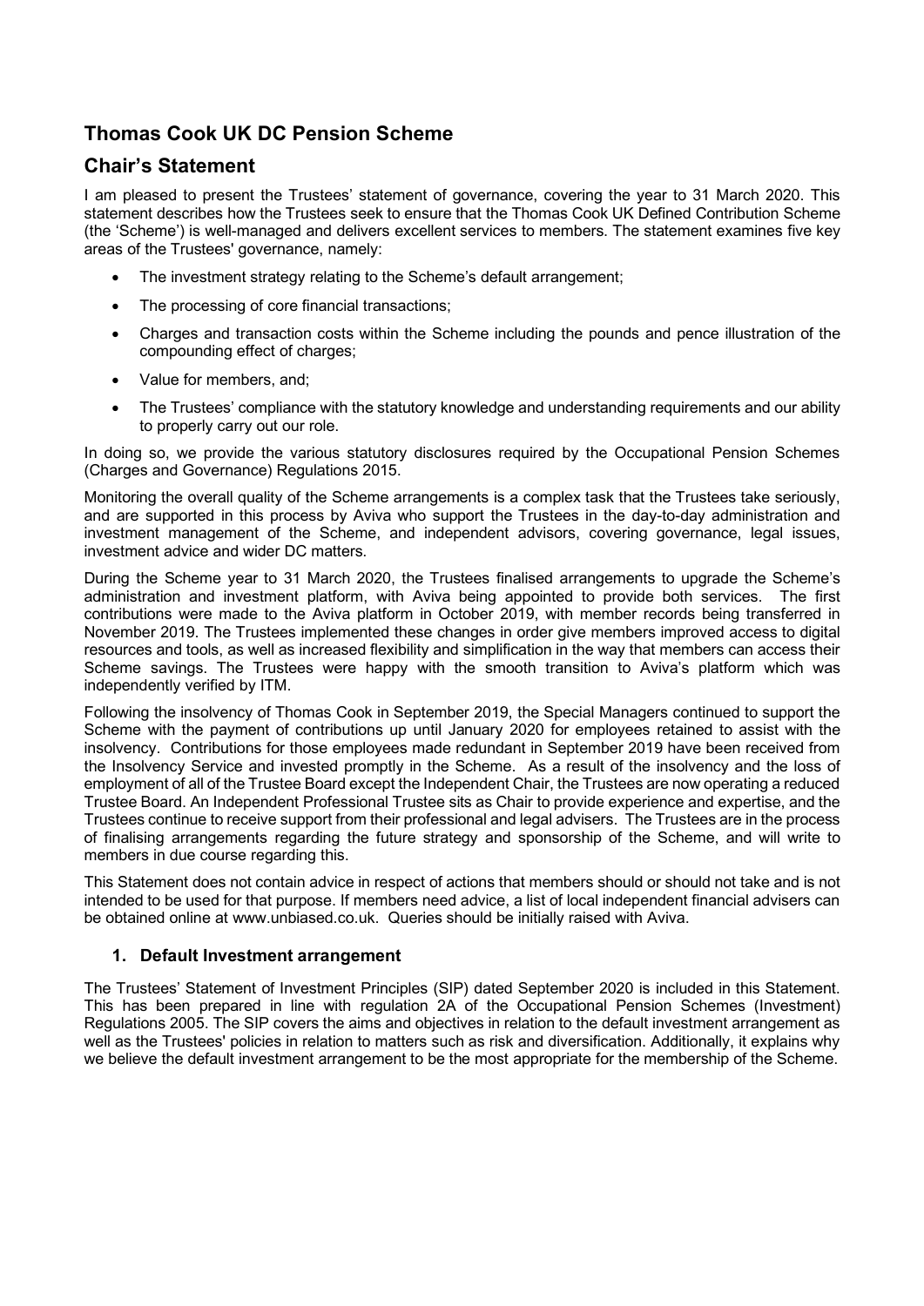# Thomas Cook UK DC Pension Scheme

## Chair's Statement

I am pleased to present the Trustees' statement of governance, covering the year to 31 March 2020. This statement describes how the Trustees seek to ensure that the Thomas Cook UK Defined Contribution Scheme (the 'Scheme') is well-managed and delivers excellent services to members. The statement examines five key areas of the Trustees' governance, namely:

- The investment strategy relating to the Scheme's default arrangement;
- The processing of core financial transactions;
- Charges and transaction costs within the Scheme including the pounds and pence illustration of the compounding effect of charges;
- Value for members, and;
- The Trustees' compliance with the statutory knowledge and understanding requirements and our ability to properly carry out our role.

In doing so, we provide the various statutory disclosures required by the Occupational Pension Schemes (Charges and Governance) Regulations 2015.

Monitoring the overall quality of the Scheme arrangements is a complex task that the Trustees take seriously, and are supported in this process by Aviva who support the Trustees in the day-to-day administration and investment management of the Scheme, and independent advisors, covering governance, legal issues, investment advice and wider DC matters.

During the Scheme year to 31 March 2020, the Trustees finalised arrangements to upgrade the Scheme's administration and investment platform, with Aviva being appointed to provide both services. The first contributions were made to the Aviva platform in October 2019, with member records being transferred in November 2019. The Trustees implemented these changes in order give members improved access to digital resources and tools, as well as increased flexibility and simplification in the way that members can access their Scheme savings. The Trustees were happy with the smooth transition to Aviva's platform which was independently verified by ITM.

Following the insolvency of Thomas Cook in September 2019, the Special Managers continued to support the Scheme with the payment of contributions up until January 2020 for employees retained to assist with the insolvency. Contributions for those employees made redundant in September 2019 have been received from the Insolvency Service and invested promptly in the Scheme. As a result of the insolvency and the loss of employment of all of the Trustee Board except the Independent Chair, the Trustees are now operating a reduced Trustee Board. An Independent Professional Trustee sits as Chair to provide experience and expertise, and the Trustees continue to receive support from their professional and legal advisers. The Trustees are in the process of finalising arrangements regarding the future strategy and sponsorship of the Scheme, and will write to members in due course regarding this.

This Statement does not contain advice in respect of actions that members should or should not take and is not intended to be used for that purpose. If members need advice, a list of local independent financial advisers can be obtained online at www.unbiased.co.uk. Queries should be initially raised with Aviva.

### 1. Default Investment arrangement

The Trustees' Statement of Investment Principles (SIP) dated September 2020 is included in this Statement. This has been prepared in line with regulation 2A of the Occupational Pension Schemes (Investment) Regulations 2005. The SIP covers the aims and objectives in relation to the default investment arrangement as well as the Trustees' policies in relation to matters such as risk and diversification. Additionally, it explains why we believe the default investment arrangement to be the most appropriate for the membership of the Scheme.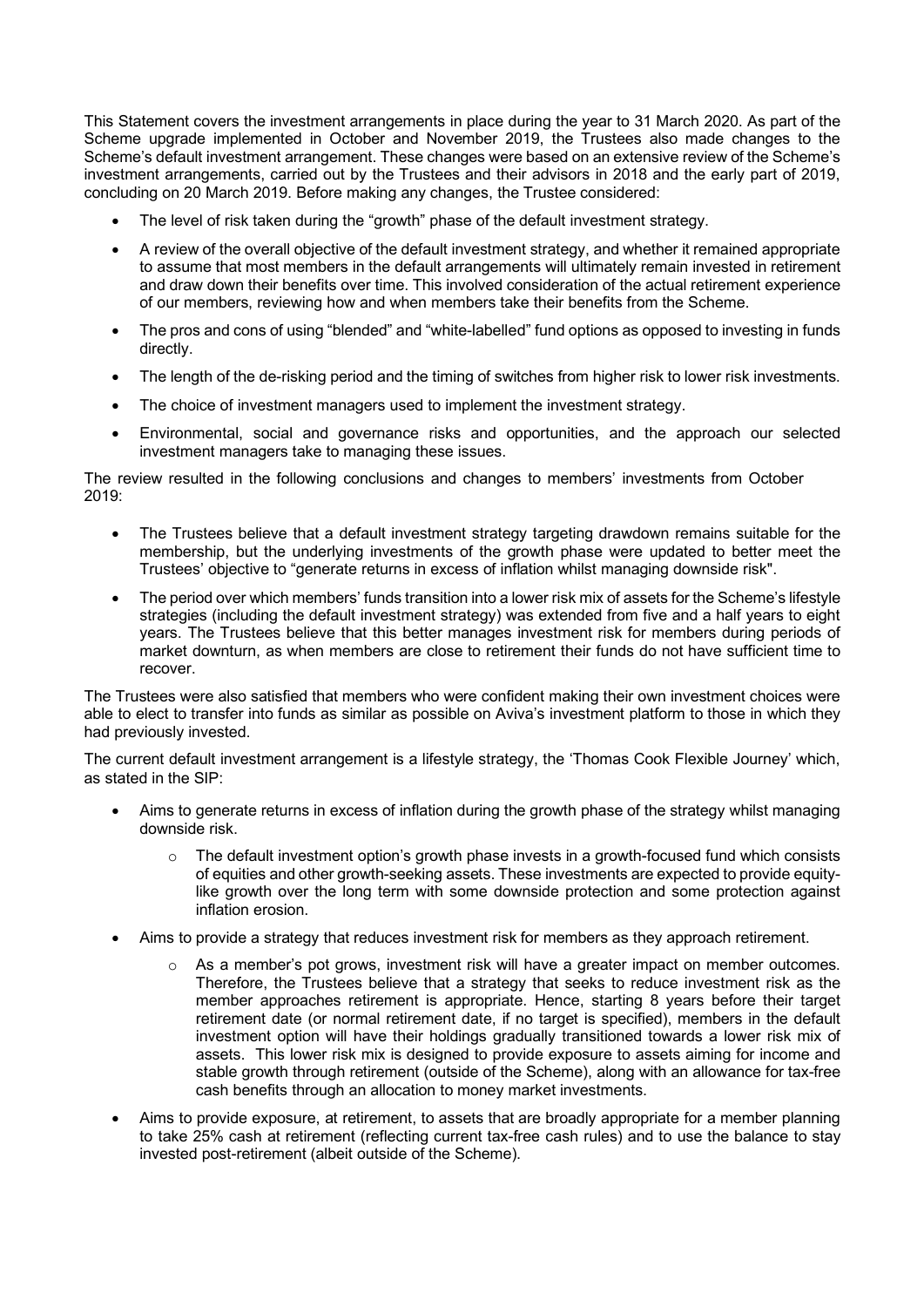This Statement covers the investment arrangements in place during the year to 31 March 2020. As part of the Scheme upgrade implemented in October and November 2019, the Trustees also made changes to the Scheme's default investment arrangement. These changes were based on an extensive review of the Scheme's investment arrangements, carried out by the Trustees and their advisors in 2018 and the early part of 2019, concluding on 20 March 2019. Before making any changes, the Trustee considered:

- The level of risk taken during the "growth" phase of the default investment strategy.
- A review of the overall objective of the default investment strategy, and whether it remained appropriate to assume that most members in the default arrangements will ultimately remain invested in retirement and draw down their benefits over time. This involved consideration of the actual retirement experience of our members, reviewing how and when members take their benefits from the Scheme.
- The pros and cons of using "blended" and "white-labelled" fund options as opposed to investing in funds directly.
- The length of the de-risking period and the timing of switches from higher risk to lower risk investments.
- The choice of investment managers used to implement the investment strategy.
- Environmental, social and governance risks and opportunities, and the approach our selected investment managers take to managing these issues.

The review resulted in the following conclusions and changes to members' investments from October 2019:

- The Trustees believe that a default investment strategy targeting drawdown remains suitable for the membership, but the underlying investments of the growth phase were updated to better meet the Trustees' objective to "generate returns in excess of inflation whilst managing downside risk".
- The period over which members' funds transition into a lower risk mix of assets for the Scheme's lifestyle strategies (including the default investment strategy) was extended from five and a half years to eight years. The Trustees believe that this better manages investment risk for members during periods of market downturn, as when members are close to retirement their funds do not have sufficient time to recover.

The Trustees were also satisfied that members who were confident making their own investment choices were able to elect to transfer into funds as similar as possible on Aviva's investment platform to those in which they had previously invested.

The current default investment arrangement is a lifestyle strategy, the 'Thomas Cook Flexible Journey' which, as stated in the SIP:

- Aims to generate returns in excess of inflation during the growth phase of the strategy whilst managing downside risk.
  - The default investment option's growth phase invests in a growth-focused fund which consists of equities and other growth-seeking assets. These investments are expected to provide equity-like growth over the long term with some downside protection and some protection against inflation erosion.
- Aims to provide a strategy that reduces investment risk for members as they approach retirement.
  - As a member's pot grows, investment risk will have a greater impact on member outcomes. Therefore, the Trustees believe that a strategy that seeks to reduce investment risk as the member approaches retirement is appropriate. Hence, starting 8 years before their target retirement date (or normal retirement date, if no target is specified), members in the default investment option will have their holdings gradually transitioned towards a lower risk mix of assets. This lower risk mix is designed to provide exposure to assets aiming for income and stable growth through retirement (outside of the Scheme), along with an allowance for tax-free cash benefits through an allocation to money market investments.
- Aims to provide exposure, at retirement, to assets that are broadly appropriate for a member planning to take 25% cash at retirement (reflecting current tax-free cash rules) and to use the balance to stay invested post-retirement (albeit outside of the Scheme).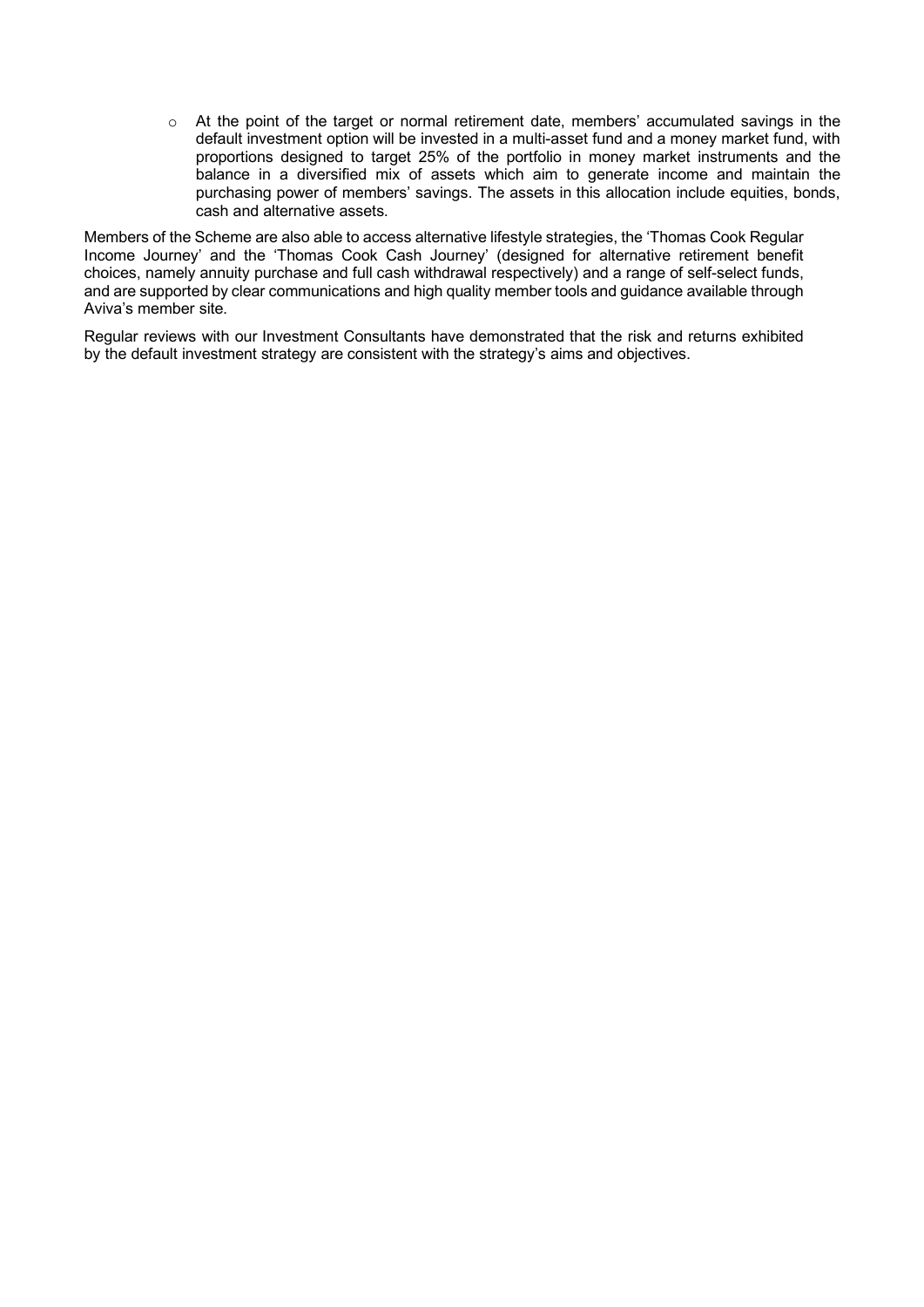- At the point of the target or normal retirement date, members' accumulated savings in the default investment option will be invested in a multi-asset fund and a money market fund, with proportions designed to target 25% of the portfolio in money market instruments and the balance in a diversified mix of assets which aim to generate income and maintain the purchasing power of members' savings. The assets in this allocation include equities, bonds, cash and alternative assets.

Members of the Scheme are also able to access alternative lifestyle strategies, the 'Thomas Cook Regular Income Journey' and the 'Thomas Cook Cash Journey' (designed for alternative retirement benefit choices, namely annuity purchase and full cash withdrawal respectively) and a range of self-select funds, and are supported by clear communications and high quality member tools and guidance available through Aviva's member site.

Regular reviews with our Investment Consultants have demonstrated that the risk and returns exhibited by the default investment strategy are consistent with the strategy's aims and objectives.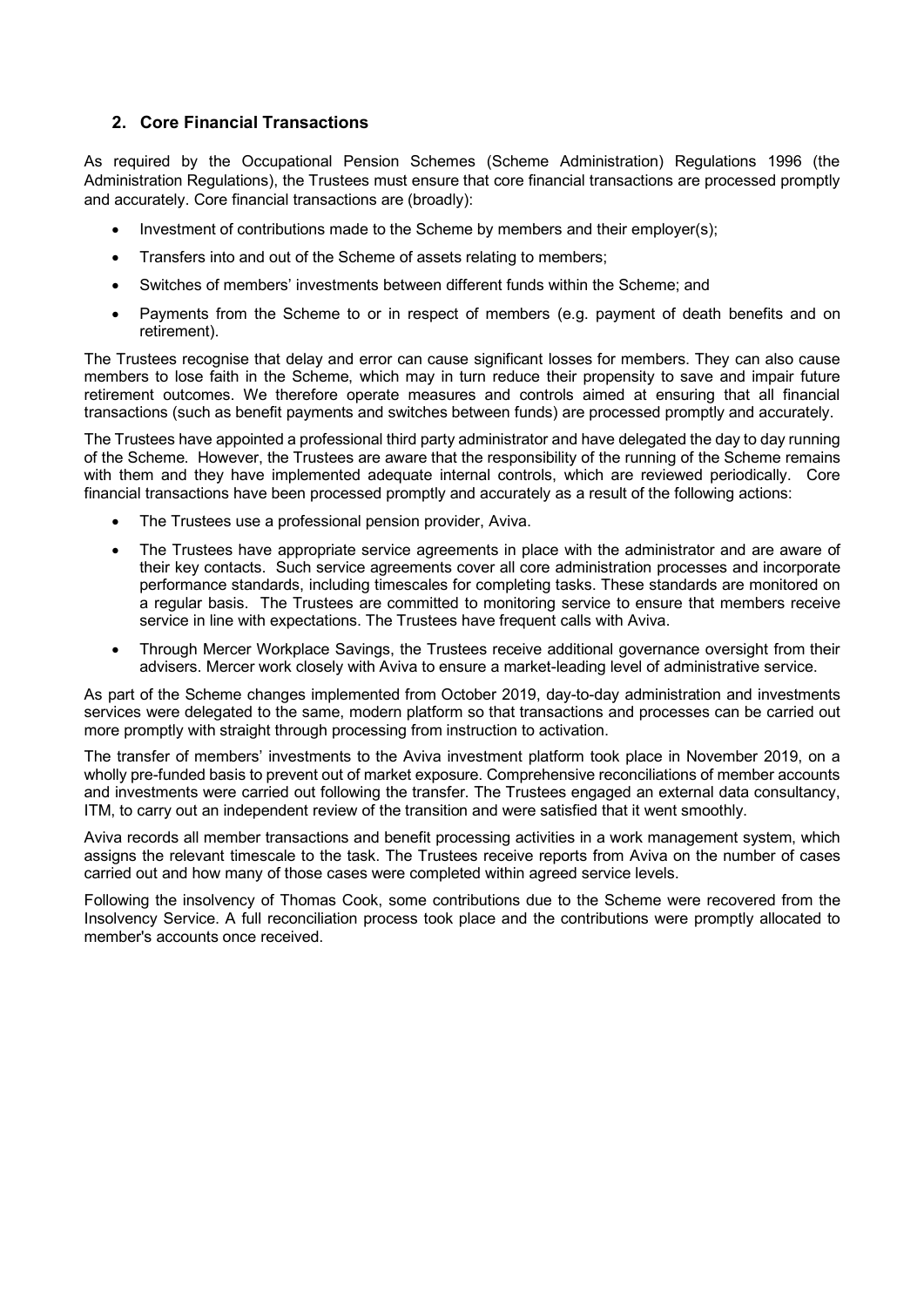## 2. Core Financial Transactions

As required by the Occupational Pension Schemes (Scheme Administration) Regulations 1996 (the Administration Regulations), the Trustees must ensure that core financial transactions are processed promptly and accurately. Core financial transactions are (broadly):

- Investment of contributions made to the Scheme by members and their employer(s);
- Transfers into and out of the Scheme of assets relating to members;
- Switches of members' investments between different funds within the Scheme; and
- Payments from the Scheme to or in respect of members (e.g. payment of death benefits and on retirement).

The Trustees recognise that delay and error can cause significant losses for members. They can also cause members to lose faith in the Scheme, which may in turn reduce their propensity to save and impair future retirement outcomes. We therefore operate measures and controls aimed at ensuring that all financial transactions (such as benefit payments and switches between funds) are processed promptly and accurately.

The Trustees have appointed a professional third party administrator and have delegated the day to day running of the Scheme. However, the Trustees are aware that the responsibility of the running of the Scheme remains with them and they have implemented adequate internal controls, which are reviewed periodically. Core financial transactions have been processed promptly and accurately as a result of the following actions:

- The Trustees use a professional pension provider, Aviva.
- The Trustees have appropriate service agreements in place with the administrator and are aware of their key contacts. Such service agreements cover all core administration processes and incorporate performance standards, including timescales for completing tasks. These standards are monitored on a regular basis. The Trustees are committed to monitoring service to ensure that members receive service in line with expectations. The Trustees have frequent calls with Aviva.
- Through Mercer Workplace Savings, the Trustees receive additional governance oversight from their advisers. Mercer work closely with Aviva to ensure a market-leading level of administrative service.

As part of the Scheme changes implemented from October 2019, day-to-day administration and investments services were delegated to the same, modern platform so that transactions and processes can be carried out more promptly with straight through processing from instruction to activation.

The transfer of members' investments to the Aviva investment platform took place in November 2019, on a wholly pre-funded basis to prevent out of market exposure. Comprehensive reconciliations of member accounts and investments were carried out following the transfer. The Trustees engaged an external data consultancy, ITM, to carry out an independent review of the transition and were satisfied that it went smoothly.

Aviva records all member transactions and benefit processing activities in a work management system, which assigns the relevant timescale to the task. The Trustees receive reports from Aviva on the number of cases carried out and how many of those cases were completed within agreed service levels.

Following the insolvency of Thomas Cook, some contributions due to the Scheme were recovered from the Insolvency Service. A full reconciliation process took place and the contributions were promptly allocated to member's accounts once received.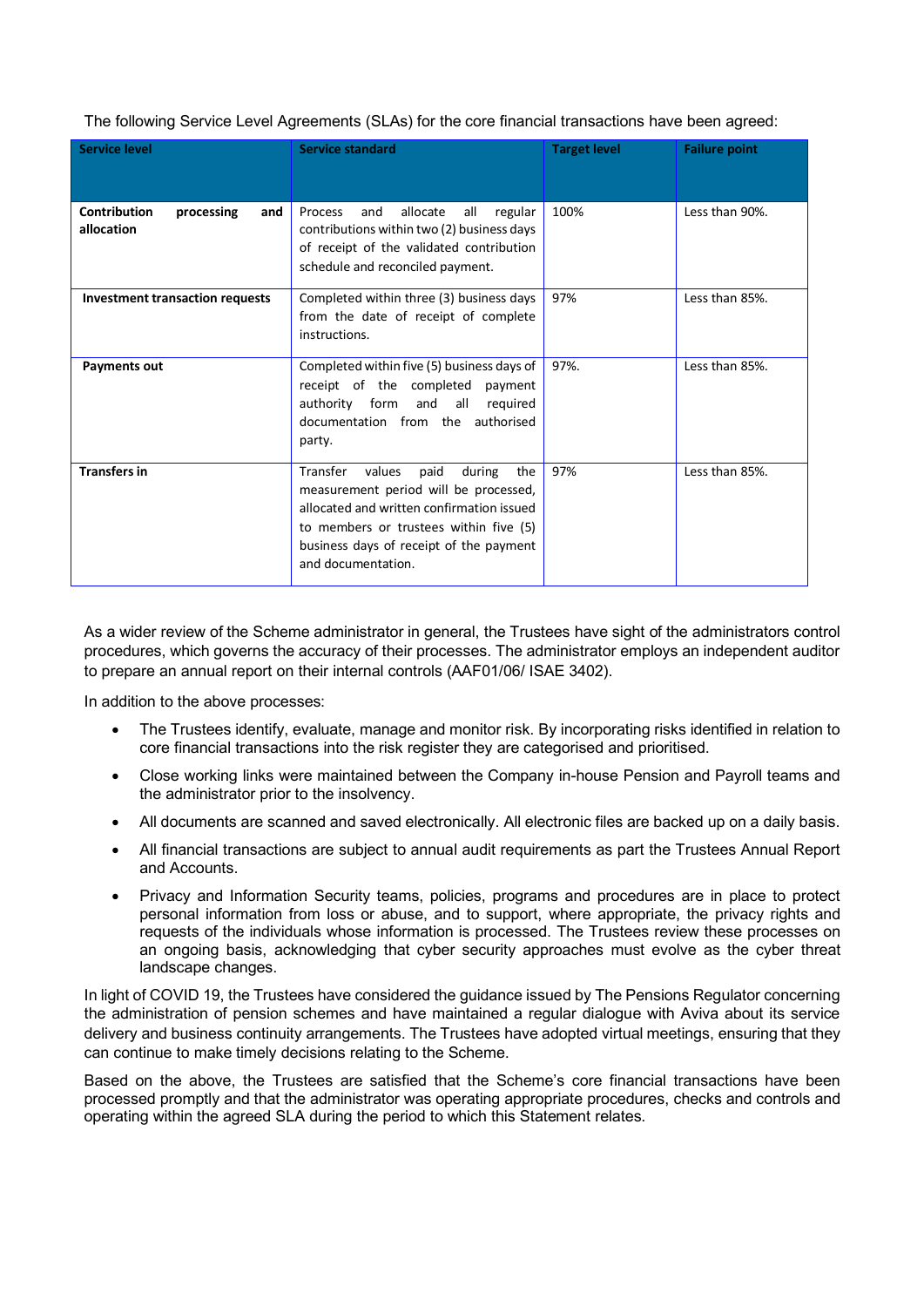The following Service Level Agreements (SLAs) for the core financial transactions have been agreed:

| Service level | Service standard | Target level | Failure point |
| --- | --- | --- | --- |
| **Contribution processing and allocation** | Process and allocate all regular contributions within two (2) business days of receipt of the validated contribution schedule and reconciled payment. | 100% | Less than 90%. |
| **Investment transaction requests** | Completed within three (3) business days from the date of receipt of complete instructions. | 97% | Less than 85%. |
| **Payments out** | Completed within five (5) business days of receipt of the completed payment authority form and all required documentation from the authorised party. | 97%. | Less than 85%. |
| **Transfers in** | Transfer values paid during the measurement period will be processed, allocated and written confirmation issued to members or trustees within five (5) business days of receipt of the payment and documentation. | 97% | Less than 85%. |

As a wider review of the Scheme administrator in general, the Trustees have sight of the administrators control procedures, which governs the accuracy of their processes. The administrator employs an independent auditor to prepare an annual report on their internal controls (AAF01/06/ ISAE 3402).

In addition to the above processes:

- The Trustees identify, evaluate, manage and monitor risk. By incorporating risks identified in relation to core financial transactions into the risk register they are categorised and prioritised.
- Close working links were maintained between the Company in-house Pension and Payroll teams and the administrator prior to the insolvency.
- All documents are scanned and saved electronically. All electronic files are backed up on a daily basis.
- All financial transactions are subject to annual audit requirements as part the Trustees Annual Report and Accounts.
- Privacy and Information Security teams, policies, programs and procedures are in place to protect personal information from loss or abuse, and to support, where appropriate, the privacy rights and requests of the individuals whose information is processed. The Trustees review these processes on an ongoing basis, acknowledging that cyber security approaches must evolve as the cyber threat landscape changes.

In light of COVID 19, the Trustees have considered the guidance issued by The Pensions Regulator concerning the administration of pension schemes and have maintained a regular dialogue with Aviva about its service delivery and business continuity arrangements. The Trustees have adopted virtual meetings, ensuring that they can continue to make timely decisions relating to the Scheme.

Based on the above, the Trustees are satisfied that the Scheme's core financial transactions have been processed promptly and that the administrator was operating appropriate procedures, checks and controls and operating within the agreed SLA during the period to which this Statement relates.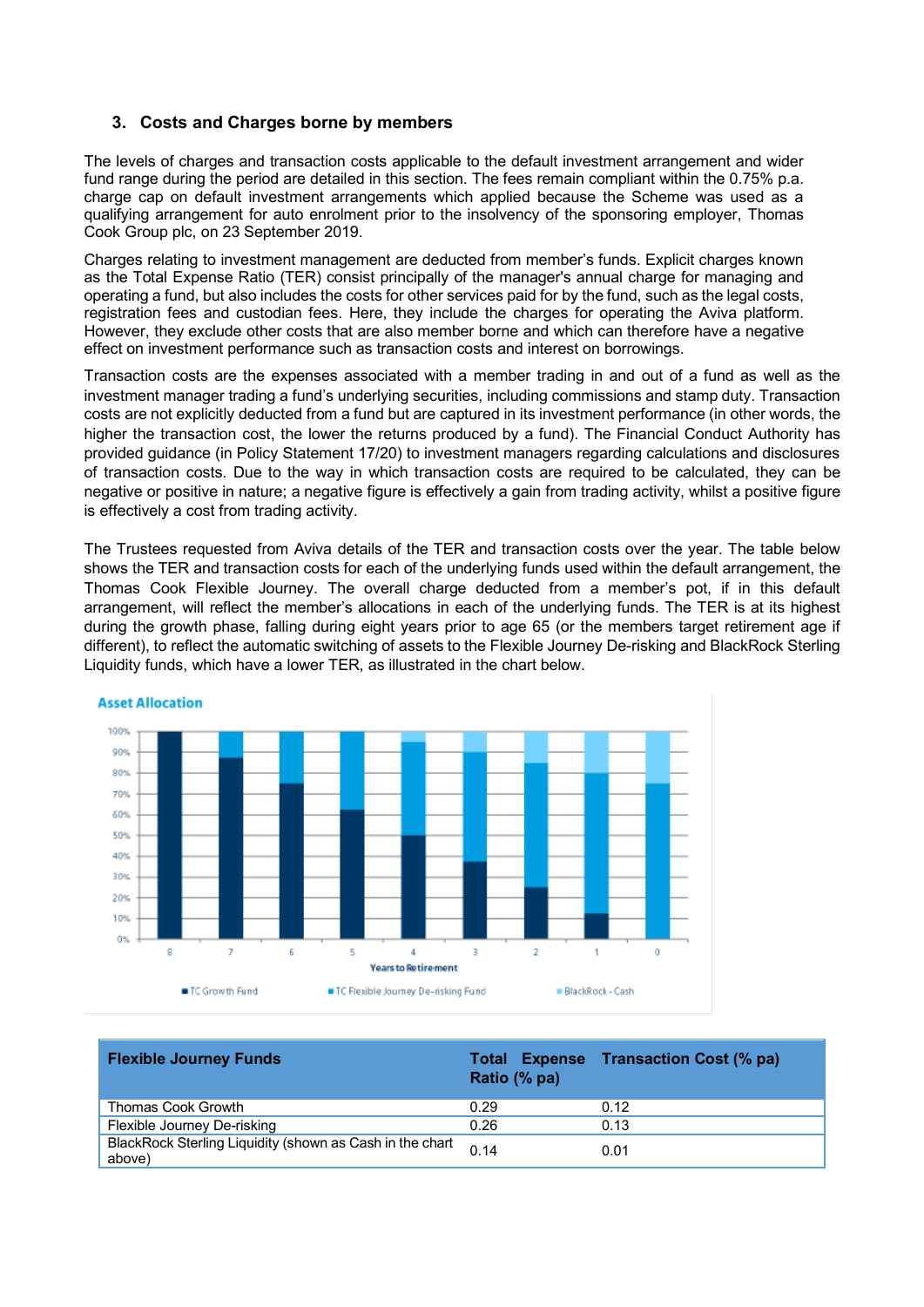## 3. Costs and Charges borne by members

The levels of charges and transaction costs applicable to the default investment arrangement and wider fund range during the period are detailed in this section. The fees remain compliant within the 0.75% p.a. charge cap on default investment arrangements which applied because the Scheme was used as a qualifying arrangement for auto enrolment prior to the insolvency of the sponsoring employer, Thomas Cook Group plc, on 23 September 2019.

Charges relating to investment management are deducted from member's funds. Explicit charges known as the Total Expense Ratio (TER) consist principally of the manager's annual charge for managing and operating a fund, but also includes the costs for other services paid for by the fund, such as the legal costs, registration fees and custodian fees. Here, they include the charges for operating the Aviva platform. However, they exclude other costs that are also member borne and which can therefore have a negative effect on investment performance such as transaction costs and interest on borrowings.

Transaction costs are the expenses associated with a member trading in and out of a fund as well as the investment manager trading a fund's underlying securities, including commissions and stamp duty. Transaction costs are not explicitly deducted from a fund but are captured in its investment performance (in other words, the higher the transaction cost, the lower the returns produced by a fund). The Financial Conduct Authority has provided guidance (in Policy Statement 17/20) to investment managers regarding calculations and disclosures of transaction costs. Due to the way in which transaction costs are required to be calculated, they can be negative or positive in nature; a negative figure is effectively a gain from trading activity, whilst a positive figure is effectively a cost from trading activity.

The Trustees requested from Aviva details of the TER and transaction costs over the year. The table below shows the TER and transaction costs for each of the underlying funds used within the default arrangement, the Thomas Cook Flexible Journey. The overall charge deducted from a member's pot, if in this default arrangement, will reflect the member's allocations in each of the underlying funds. The TER is at its highest during the growth phase, falling during eight years prior to age 65 (or the members target retirement age if different), to reflect the automatic switching of assets to the Flexible Journey De-risking and BlackRock Sterling Liquidity funds, which have a lower TER, as illustrated in the chart below.

Asset Allocation

100%
90%
80%
70%
60%
50%
40%
30%
20%
10%
0%

8 7 6 5 4 3 2 1 0

Years to Retirement

TC Growth Fund
TC Flexible Journey De-risking Fund
BlackRock - Cash

| Flexible Journey Funds | Total Expense Ratio (% pa) | Transaction Cost (% pa) |
|---|---|---|
| Thomas Cook Growth | 0.29 | 0.12 |
| Flexible Journey De-risking | 0.26 | 0.13 |
| BlackRock Sterling Liquidity (shown as Cash in the chart above) | 0.14 | 0.01 |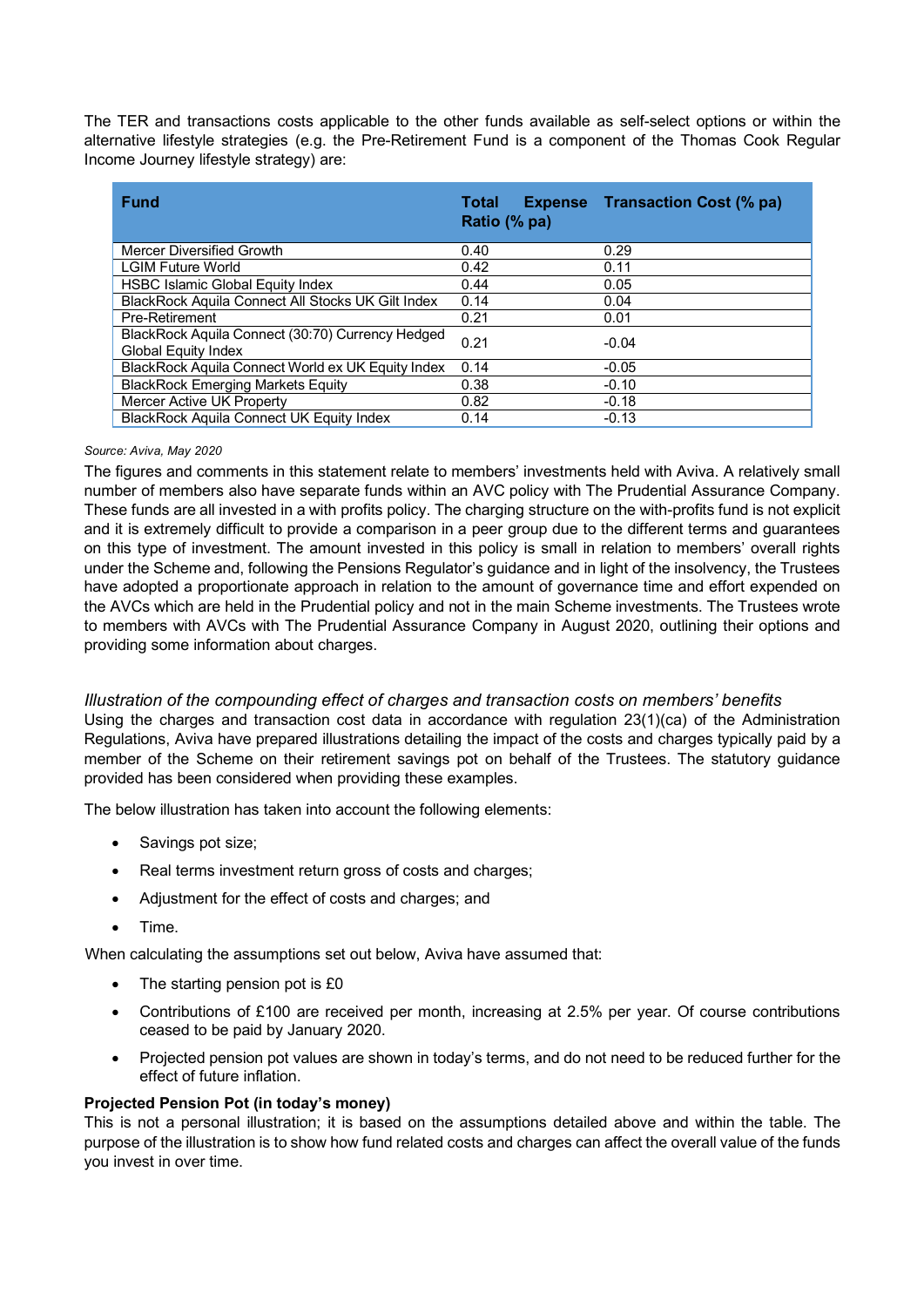The TER and transactions costs applicable to the other funds available as self-select options or within the alternative lifestyle strategies (e.g. the Pre-Retirement Fund is a component of the Thomas Cook Regular Income Journey lifestyle strategy) are:

| Fund | Total Expense Ratio (% pa) | Transaction Cost (% pa) |
|---|---|---|
| Mercer Diversified Growth | 0.40 | 0.29 |
| LGIM Future World | 0.42 | 0.11 |
| HSBC Islamic Global Equity Index | 0.44 | 0.05 |
| BlackRock Aquila Connect All Stocks UK Gilt Index | 0.14 | 0.04 |
| Pre-Retirement | 0.21 | 0.01 |
| BlackRock Aquila Connect (30:70) Currency Hedged Global Equity Index | 0.21 | -0.04 |
| BlackRock Aquila Connect World ex UK Equity Index | 0.14 | -0.05 |
| BlackRock Emerging Markets Equity | 0.38 | -0.10 |
| Mercer Active UK Property | 0.82 | -0.18 |
| BlackRock Aquila Connect UK Equity Index | 0.14 | -0.13 |

*Source: Aviva, May 2020*

The figures and comments in this statement relate to members' investments held with Aviva. A relatively small number of members also have separate funds within an AVC policy with The Prudential Assurance Company. These funds are all invested in a with profits policy. The charging structure on the with-profits fund is not explicit and it is extremely difficult to provide a comparison in a peer group due to the different terms and guarantees on this type of investment. The amount invested in this policy is small in relation to members' overall rights under the Scheme and, following the Pensions Regulator's guidance and in light of the insolvency, the Trustees have adopted a proportionate approach in relation to the amount of governance time and effort expended on the AVCs which are held in the Prudential policy and not in the main Scheme investments. The Trustees wrote to members with AVCs with The Prudential Assurance Company in August 2020, outlining their options and providing some information about charges.

### *Illustration of the compounding effect of charges and transaction costs on members' benefits*

Using the charges and transaction cost data in accordance with regulation 23(1)(ca) of the Administration Regulations, Aviva have prepared illustrations detailing the impact of the costs and charges typically paid by a member of the Scheme on their retirement savings pot on behalf of the Trustees. The statutory guidance provided has been considered when providing these examples.

The below illustration has taken into account the following elements:

- Savings pot size;
- Real terms investment return gross of costs and charges;
- Adjustment for the effect of costs and charges; and
- Time.

When calculating the assumptions set out below, Aviva have assumed that:

- The starting pension pot is £0
- Contributions of £100 are received per month, increasing at 2.5% per year. Of course contributions ceased to be paid by January 2020.
- Projected pension pot values are shown in today's terms, and do not need to be reduced further for the effect of future inflation.

**Projected Pension Pot (in today's money)**

This is not a personal illustration; it is based on the assumptions detailed above and within the table. The purpose of the illustration is to show how fund related costs and charges can affect the overall value of the funds you invest in over time.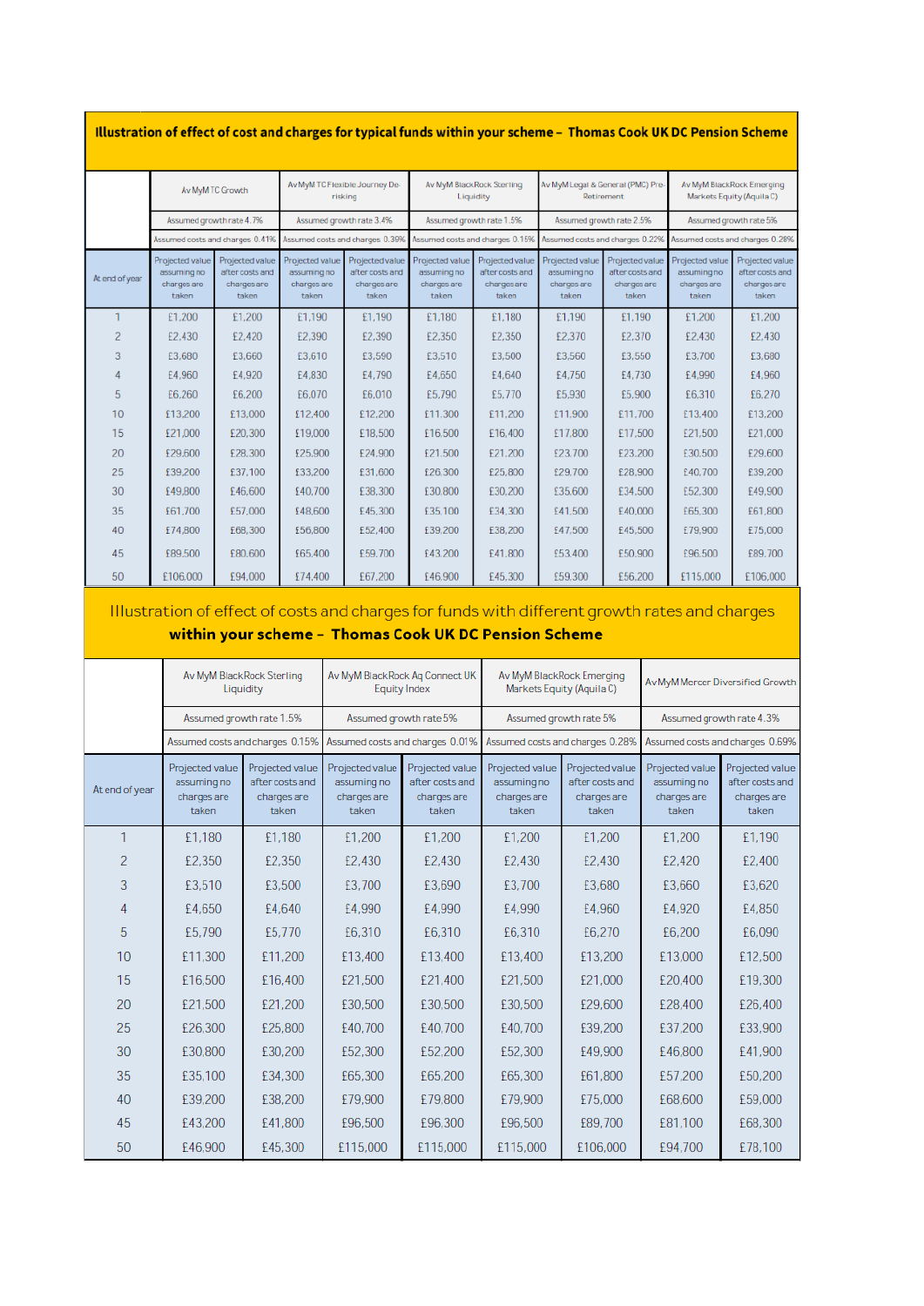## Illustration of effect of cost and charges for typical funds within your scheme – Thomas Cook UK DC Pension Scheme

| | Av MyM TC Growth | | Av MyM TC Flexible Journey De-risking | | Av MyM BlackRock Sterling Liquidity | | Av MyM Legal & General (PMC) Pre-Retirement | | Av MyM BlackRock Emerging Markets Equity (Aquila C) | |
|---|---|---|---|---|---|---|---|---|---|---|
| | Assumed growth rate 4.7% | | Assumed growth rate 3.4% | | Assumed growth rate 1.5% | | Assumed growth rate 2.5% | | Assumed growth rate 5% | |
| | Assumed costs and charges 0.41% | | Assumed costs and charges 0.39% | | Assumed costs and charges 0.15% | | Assumed costs and charges 0.22% | | Assumed costs and charges 0.28% | |
| At end of year | Projected value assuming no charges are taken | Projected value after costs and charges are taken | Projected value assuming no charges are taken | Projected value after costs and charges are taken | Projected value assuming no charges are taken | Projected value after costs and charges are taken | Projected value assuming no charges are taken | Projected value after costs and charges are taken | Projected value assuming no charges are taken | Projected value after costs and charges are taken |
| 1 | £1,200 | £1,200 | £1,190 | £1,190 | £1,180 | £1,180 | £1,190 | £1,190 | £1,200 | £1,200 |
| 2 | £2,430 | £2,420 | £2,390 | £2,390 | £2,350 | £2,350 | £2,370 | £2,370 | £2,430 | £2,430 |
| 3 | £3,680 | £3,660 | £3,610 | £3,590 | £3,510 | £3,500 | £3,560 | £3,550 | £3,700 | £3,680 |
| 4 | £4,960 | £4,920 | £4,830 | £4,790 | £4,650 | £4,640 | £4,750 | £4,730 | £4,990 | £4,960 |
| 5 | £6,260 | £6,200 | £6,070 | £6,010 | £5,790 | £5,770 | £5,930 | £5,900 | £6,310 | £6,270 |
| 10 | £13,200 | £13,000 | £12,400 | £12,200 | £11,300 | £11,200 | £11,900 | £11,700 | £13,400 | £13,200 |
| 15 | £21,000 | £20,300 | £19,000 | £18,500 | £16,500 | £16,400 | £17,800 | £17,500 | £21,500 | £21,000 |
| 20 | £29,600 | £28,300 | £25,900 | £24,900 | £21,500 | £21,200 | £23,700 | £23,200 | £30,500 | £29,600 |
| 25 | £39,200 | £37,100 | £33,200 | £31,600 | £26,300 | £25,800 | £29,700 | £28,900 | £40,700 | £39,200 |
| 30 | £49,800 | £46,600 | £40,700 | £38,300 | £30,800 | £30,200 | £35,600 | £34,500 | £52,300 | £49,900 |
| 35 | £61,700 | £57,000 | £48,600 | £45,300 | £35,100 | £34,300 | £41,500 | £40,000 | £65,300 | £61,800 |
| 40 | £74,800 | £68,300 | £56,800 | £52,400 | £39,200 | £38,200 | £47,500 | £45,500 | £79,900 | £75,000 |
| 45 | £89,500 | £80,600 | £65,400 | £59,700 | £43,200 | £41,800 | £53,400 | £50,900 | £96,500 | £89,700 |
| 50 | £106,000 | £94,000 | £74,400 | £67,200 | £46,900 | £45,300 | £59,300 | £56,200 | £115,000 | £106,000 |

## Illustration of effect of costs and charges for funds with different growth rates and charges within your scheme – Thomas Cook UK DC Pension Scheme

| | Av MyM BlackRock Sterling Liquidity | | Av MyM BlackRock Aq Connect UK Equity Index | | Av MyM BlackRock Emerging Markets Equity (Aquila C) | | Av MyM Mercer Diversified Growth | |
|---|---|---|---|---|---|---|---|---|
| | Assumed growth rate 1.5% | | Assumed growth rate 5% | | Assumed growth rate 5% | | Assumed growth rate 4.3% | |
| | Assumed costs and charges 0.15% | | Assumed costs and charges 0.01% | | Assumed costs and charges 0.28% | | Assumed costs and charges 0.69% | |
| At end of year | Projected value assuming no charges are taken | Projected value after costs and charges are taken | Projected value assuming no charges are taken | Projected value after costs and charges are taken | Projected value assuming no charges are taken | Projected value after costs and charges are taken | Projected value assuming no charges are taken | Projected value after costs and charges are taken |
| 1 | £1,180 | £1,180 | £1,200 | £1,200 | £1,200 | £1,200 | £1,200 | £1,190 |
| 2 | £2,350 | £2,350 | £2,430 | £2,430 | £2,430 | £2,430 | £2,420 | £2,400 |
| 3 | £3,510 | £3,500 | £3,700 | £3,690 | £3,700 | £3,680 | £3,660 | £3,620 |
| 4 | £4,650 | £4,640 | £4,990 | £4,990 | £4,990 | £4,960 | £4,920 | £4,850 |
| 5 | £5,790 | £5,770 | £6,310 | £6,310 | £6,310 | £6,270 | £6,200 | £6,090 |
| 10 | £11,300 | £11,200 | £13,400 | £13,400 | £13,400 | £13,200 | £13,000 | £12,500 |
| 15 | £16,500 | £16,400 | £21,500 | £21,400 | £21,500 | £21,000 | £20,400 | £19,300 |
| 20 | £21,500 | £21,200 | £30,500 | £30,500 | £30,500 | £29,600 | £28,400 | £26,400 |
| 25 | £26,300 | £25,800 | £40,700 | £40,700 | £40,700 | £39,200 | £37,200 | £33,900 |
| 30 | £30,800 | £30,200 | £52,300 | £52,200 | £52,300 | £49,900 | £46,800 | £41,900 |
| 35 | £35,100 | £34,300 | £65,300 | £65,200 | £65,300 | £61,800 | £57,200 | £50,200 |
| 40 | £39,200 | £38,200 | £79,900 | £79,800 | £79,900 | £75,000 | £68,600 | £59,000 |
| 45 | £43,200 | £41,800 | £96,500 | £96,300 | £96,500 | £89,700 | £81,100 | £68,300 |
| 50 | £46,900 | £45,300 | £115,000 | £115,000 | £115,000 | £106,000 | £94,700 | £78,100 |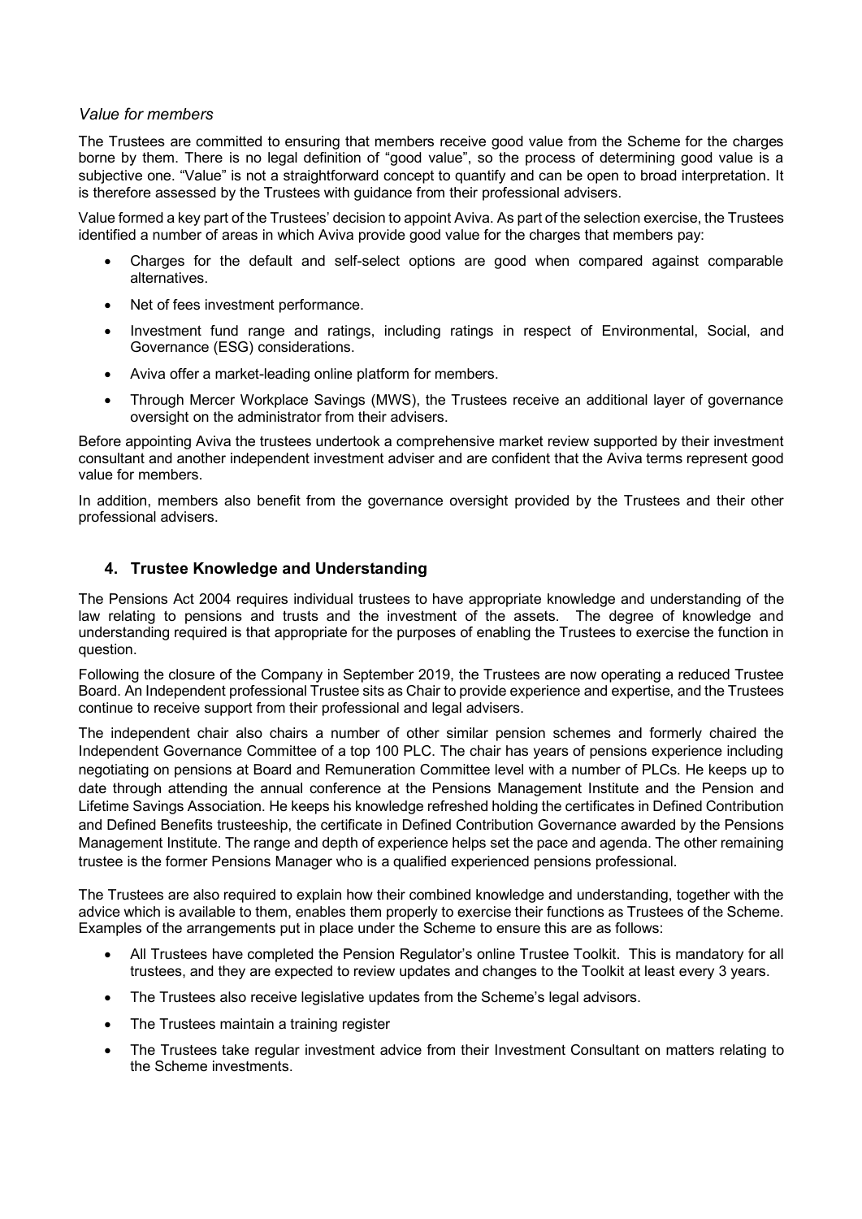*Value for members*

The Trustees are committed to ensuring that members receive good value from the Scheme for the charges borne by them. There is no legal definition of "good value", so the process of determining good value is a subjective one. "Value" is not a straightforward concept to quantify and can be open to broad interpretation. It is therefore assessed by the Trustees with guidance from their professional advisers.

Value formed a key part of the Trustees' decision to appoint Aviva. As part of the selection exercise, the Trustees identified a number of areas in which Aviva provide good value for the charges that members pay:

- Charges for the default and self-select options are good when compared against comparable alternatives.
- Net of fees investment performance.
- Investment fund range and ratings, including ratings in respect of Environmental, Social, and Governance (ESG) considerations.
- Aviva offer a market-leading online platform for members.
- Through Mercer Workplace Savings (MWS), the Trustees receive an additional layer of governance oversight on the administrator from their advisers.

Before appointing Aviva the trustees undertook a comprehensive market review supported by their investment consultant and another independent investment adviser and are confident that the Aviva terms represent good value for members.

In addition, members also benefit from the governance oversight provided by the Trustees and their other professional advisers.

## 4. Trustee Knowledge and Understanding

The Pensions Act 2004 requires individual trustees to have appropriate knowledge and understanding of the law relating to pensions and trusts and the investment of the assets. The degree of knowledge and understanding required is that appropriate for the purposes of enabling the Trustees to exercise the function in question.

Following the closure of the Company in September 2019, the Trustees are now operating a reduced Trustee Board. An Independent professional Trustee sits as Chair to provide experience and expertise, and the Trustees continue to receive support from their professional and legal advisers.

The independent chair also chairs a number of other similar pension schemes and formerly chaired the Independent Governance Committee of a top 100 PLC. The chair has years of pensions experience including negotiating on pensions at Board and Remuneration Committee level with a number of PLCs. He keeps up to date through attending the annual conference at the Pensions Management Institute and the Pension and Lifetime Savings Association. He keeps his knowledge refreshed holding the certificates in Defined Contribution and Defined Benefits trusteeship, the certificate in Defined Contribution Governance awarded by the Pensions Management Institute. The range and depth of experience helps set the pace and agenda. The other remaining trustee is the former Pensions Manager who is a qualified experienced pensions professional.

The Trustees are also required to explain how their combined knowledge and understanding, together with the advice which is available to them, enables them properly to exercise their functions as Trustees of the Scheme. Examples of the arrangements put in place under the Scheme to ensure this are as follows:

- All Trustees have completed the Pension Regulator's online Trustee Toolkit. This is mandatory for all trustees, and they are expected to review updates and changes to the Toolkit at least every 3 years.
- The Trustees also receive legislative updates from the Scheme's legal advisors.
- The Trustees maintain a training register
- The Trustees take regular investment advice from their Investment Consultant on matters relating to the Scheme investments.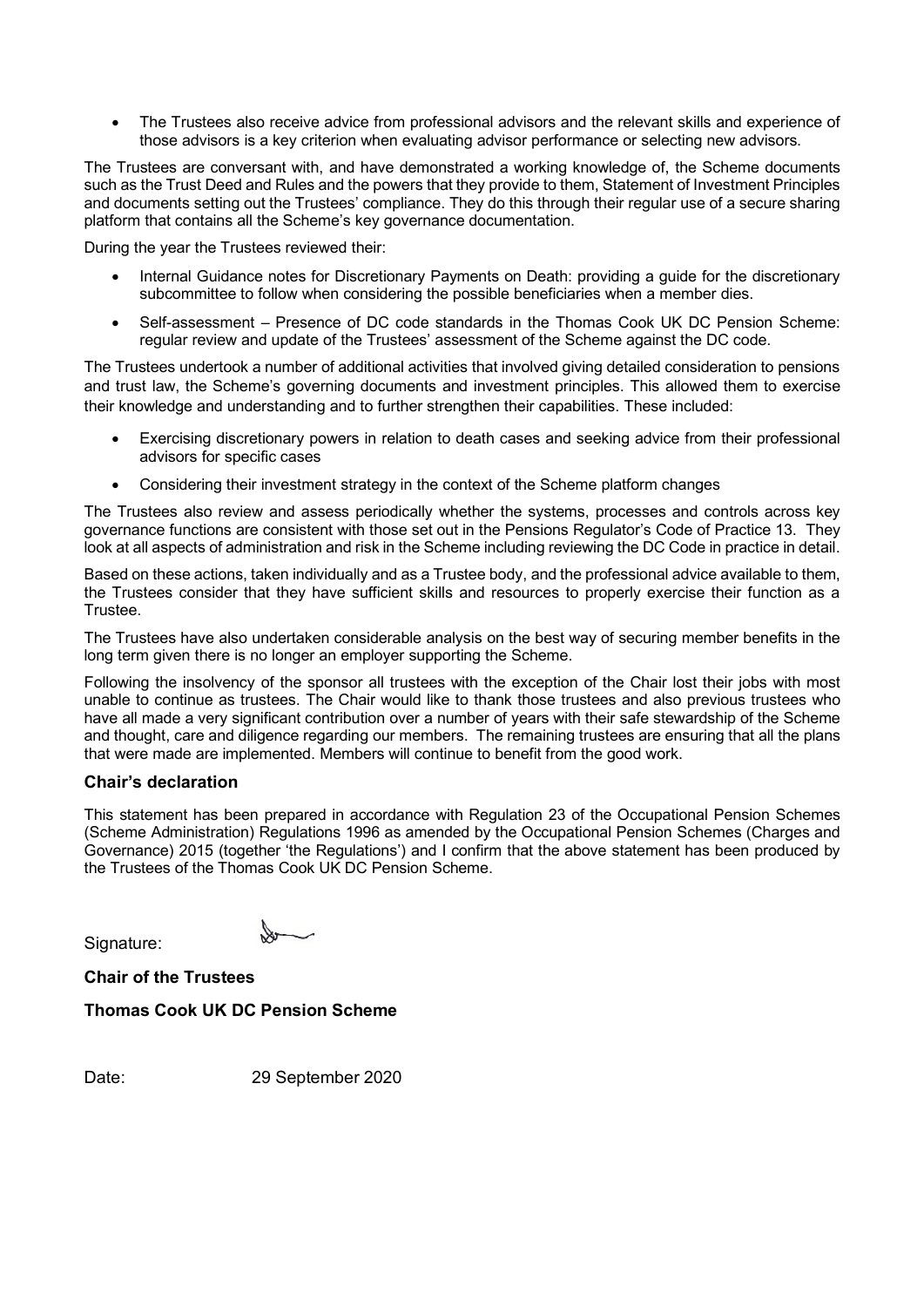- The Trustees also receive advice from professional advisors and the relevant skills and experience of those advisors is a key criterion when evaluating advisor performance or selecting new advisors.

The Trustees are conversant with, and have demonstrated a working knowledge of, the Scheme documents such as the Trust Deed and Rules and the powers that they provide to them, Statement of Investment Principles and documents setting out the Trustees' compliance. They do this through their regular use of a secure sharing platform that contains all the Scheme's key governance documentation.

During the year the Trustees reviewed their:

- Internal Guidance notes for Discretionary Payments on Death: providing a guide for the discretionary subcommittee to follow when considering the possible beneficiaries when a member dies.
- Self-assessment – Presence of DC code standards in the Thomas Cook UK DC Pension Scheme: regular review and update of the Trustees' assessment of the Scheme against the DC code.

The Trustees undertook a number of additional activities that involved giving detailed consideration to pensions and trust law, the Scheme's governing documents and investment principles. This allowed them to exercise their knowledge and understanding and to further strengthen their capabilities. These included:

- Exercising discretionary powers in relation to death cases and seeking advice from their professional advisors for specific cases
- Considering their investment strategy in the context of the Scheme platform changes

The Trustees also review and assess periodically whether the systems, processes and controls across key governance functions are consistent with those set out in the Pensions Regulator's Code of Practice 13. They look at all aspects of administration and risk in the Scheme including reviewing the DC Code in practice in detail.

Based on these actions, taken individually and as a Trustee body, and the professional advice available to them, the Trustees consider that they have sufficient skills and resources to properly exercise their function as a Trustee.

The Trustees have also undertaken considerable analysis on the best way of securing member benefits in the long term given there is no longer an employer supporting the Scheme.

Following the insolvency of the sponsor all trustees with the exception of the Chair lost their jobs with most unable to continue as trustees. The Chair would like to thank those trustees and also previous trustees who have all made a very significant contribution over a number of years with their safe stewardship of the Scheme and thought, care and diligence regarding our members. The remaining trustees are ensuring that all the plans that were made are implemented. Members will continue to benefit from the good work.

### Chair's declaration

This statement has been prepared in accordance with Regulation 23 of the Occupational Pension Schemes (Scheme Administration) Regulations 1996 as amended by the Occupational Pension Schemes (Charges and Governance) 2015 (together 'the Regulations') and I confirm that the above statement has been produced by the Trustees of the Thomas Cook UK DC Pension Scheme.

Signature:

**Chair of the Trustees**

**Thomas Cook UK DC Pension Scheme**

Date: 29 September 2020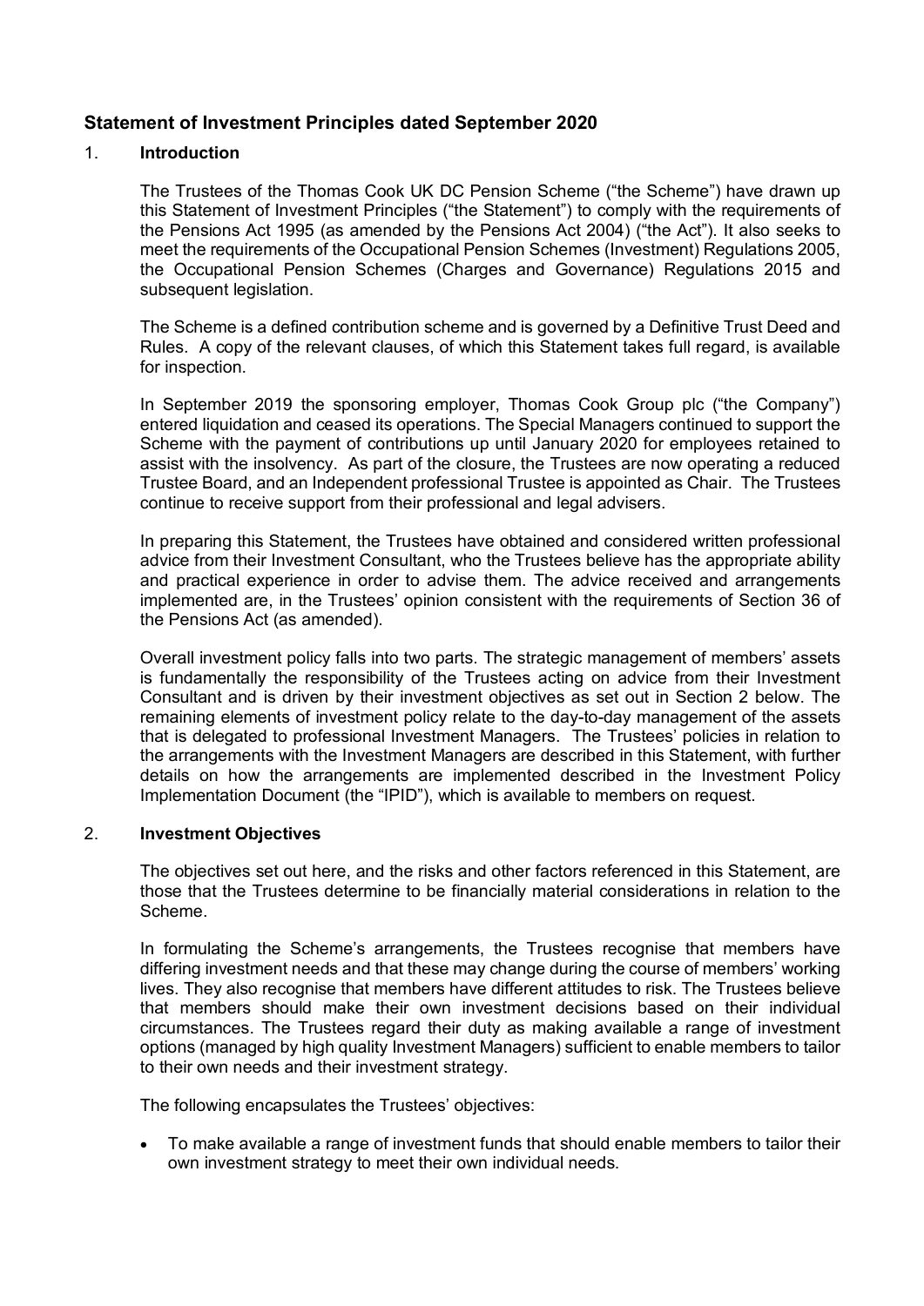## Statement of Investment Principles dated September 2020

### 1. Introduction

The Trustees of the Thomas Cook UK DC Pension Scheme ("the Scheme") have drawn up this Statement of Investment Principles ("the Statement") to comply with the requirements of the Pensions Act 1995 (as amended by the Pensions Act 2004) ("the Act"). It also seeks to meet the requirements of the Occupational Pension Schemes (Investment) Regulations 2005, the Occupational Pension Schemes (Charges and Governance) Regulations 2015 and subsequent legislation.

The Scheme is a defined contribution scheme and is governed by a Definitive Trust Deed and Rules. A copy of the relevant clauses, of which this Statement takes full regard, is available for inspection.

In September 2019 the sponsoring employer, Thomas Cook Group plc ("the Company") entered liquidation and ceased its operations. The Special Managers continued to support the Scheme with the payment of contributions up until January 2020 for employees retained to assist with the insolvency. As part of the closure, the Trustees are now operating a reduced Trustee Board, and an Independent professional Trustee is appointed as Chair. The Trustees continue to receive support from their professional and legal advisers.

In preparing this Statement, the Trustees have obtained and considered written professional advice from their Investment Consultant, who the Trustees believe has the appropriate ability and practical experience in order to advise them. The advice received and arrangements implemented are, in the Trustees' opinion consistent with the requirements of Section 36 of the Pensions Act (as amended).

Overall investment policy falls into two parts. The strategic management of members' assets is fundamentally the responsibility of the Trustees acting on advice from their Investment Consultant and is driven by their investment objectives as set out in Section 2 below. The remaining elements of investment policy relate to the day-to-day management of the assets that is delegated to professional Investment Managers. The Trustees' policies in relation to the arrangements with the Investment Managers are described in this Statement, with further details on how the arrangements are implemented described in the Investment Policy Implementation Document (the "IPID"), which is available to members on request.

### 2. Investment Objectives

The objectives set out here, and the risks and other factors referenced in this Statement, are those that the Trustees determine to be financially material considerations in relation to the Scheme.

In formulating the Scheme's arrangements, the Trustees recognise that members have differing investment needs and that these may change during the course of members' working lives. They also recognise that members have different attitudes to risk. The Trustees believe that members should make their own investment decisions based on their individual circumstances. The Trustees regard their duty as making available a range of investment options (managed by high quality Investment Managers) sufficient to enable members to tailor to their own needs and their investment strategy.

The following encapsulates the Trustees' objectives:

- To make available a range of investment funds that should enable members to tailor their own investment strategy to meet their own individual needs.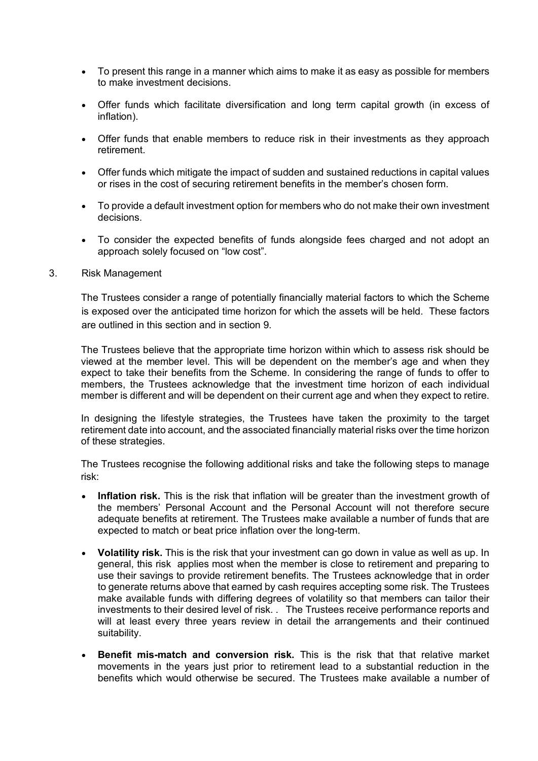- To present this range in a manner which aims to make it as easy as possible for members to make investment decisions.

- Offer funds which facilitate diversification and long term capital growth (in excess of inflation).

- Offer funds that enable members to reduce risk in their investments as they approach retirement.

- Offer funds which mitigate the impact of sudden and sustained reductions in capital values or rises in the cost of securing retirement benefits in the member's chosen form.

- To provide a default investment option for members who do not make their own investment decisions.

- To consider the expected benefits of funds alongside fees charged and not adopt an approach solely focused on "low cost".

## 3. Risk Management

The Trustees consider a range of potentially financially material factors to which the Scheme is exposed over the anticipated time horizon for which the assets will be held. These factors are outlined in this section and in section 9.

The Trustees believe that the appropriate time horizon within which to assess risk should be viewed at the member level. This will be dependent on the member's age and when they expect to take their benefits from the Scheme. In considering the range of funds to offer to members, the Trustees acknowledge that the investment time horizon of each individual member is different and will be dependent on their current age and when they expect to retire.

In designing the lifestyle strategies, the Trustees have taken the proximity to the target retirement date into account, and the associated financially material risks over the time horizon of these strategies.

The Trustees recognise the following additional risks and take the following steps to manage risk:

- **Inflation risk.** This is the risk that inflation will be greater than the investment growth of the members' Personal Account and the Personal Account will not therefore secure adequate benefits at retirement. The Trustees make available a number of funds that are expected to match or beat price inflation over the long-term.

- **Volatility risk.** This is the risk that your investment can go down in value as well as up. In general, this risk applies most when the member is close to retirement and preparing to use their savings to provide retirement benefits. The Trustees acknowledge that in order to generate returns above that earned by cash requires accepting some risk. The Trustees make available funds with differing degrees of volatility so that members can tailor their investments to their desired level of risk. . The Trustees receive performance reports and will at least every three years review in detail the arrangements and their continued suitability.

- **Benefit mis-match and conversion risk.** This is the risk that that relative market movements in the years just prior to retirement lead to a substantial reduction in the benefits which would otherwise be secured. The Trustees make available a number of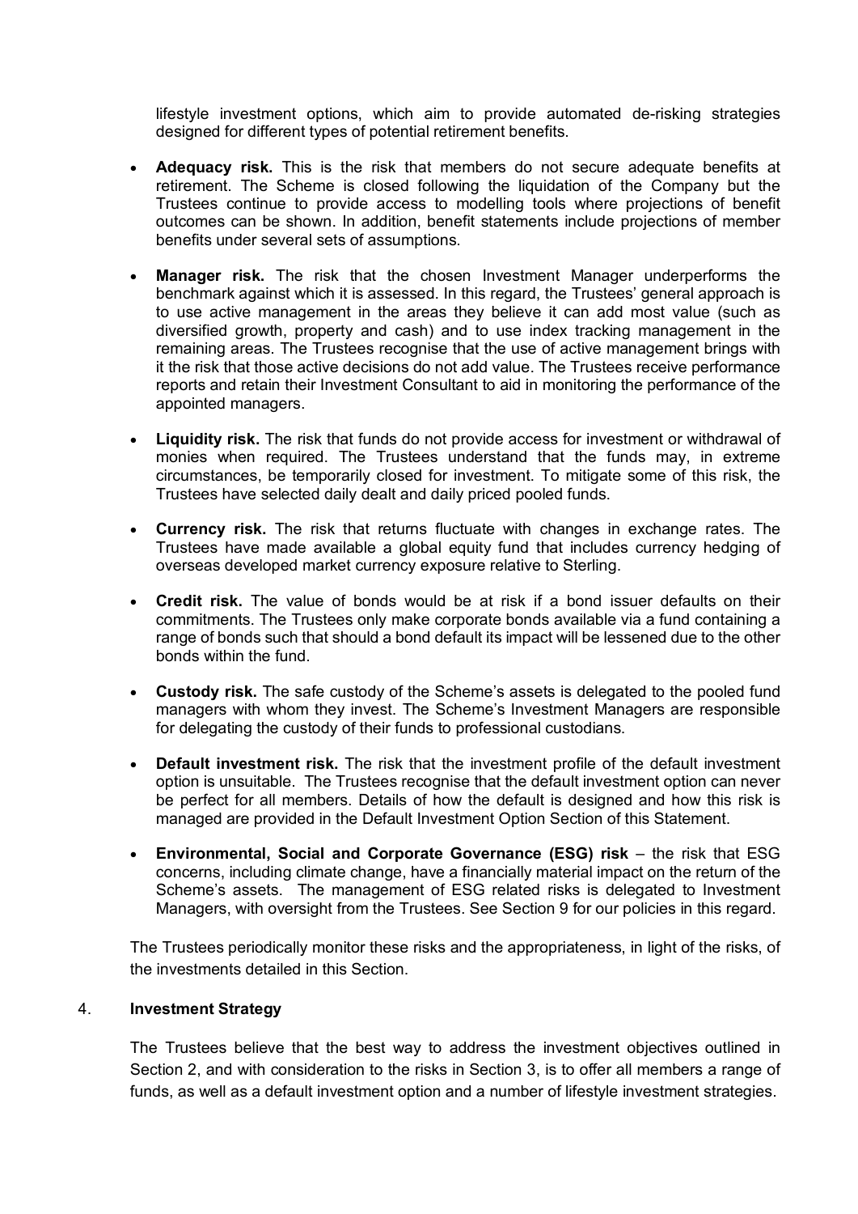lifestyle investment options, which aim to provide automated de-risking strategies designed for different types of potential retirement benefits.

- **Adequacy risk.** This is the risk that members do not secure adequate benefits at retirement. The Scheme is closed following the liquidation of the Company but the Trustees continue to provide access to modelling tools where projections of benefit outcomes can be shown. In addition, benefit statements include projections of member benefits under several sets of assumptions.

- **Manager risk.** The risk that the chosen Investment Manager underperforms the benchmark against which it is assessed. In this regard, the Trustees' general approach is to use active management in the areas they believe it can add most value (such as diversified growth, property and cash) and to use index tracking management in the remaining areas. The Trustees recognise that the use of active management brings with it the risk that those active decisions do not add value. The Trustees receive performance reports and retain their Investment Consultant to aid in monitoring the performance of the appointed managers.

- **Liquidity risk.** The risk that funds do not provide access for investment or withdrawal of monies when required. The Trustees understand that the funds may, in extreme circumstances, be temporarily closed for investment. To mitigate some of this risk, the Trustees have selected daily dealt and daily priced pooled funds.

- **Currency risk.** The risk that returns fluctuate with changes in exchange rates. The Trustees have made available a global equity fund that includes currency hedging of overseas developed market currency exposure relative to Sterling.

- **Credit risk.** The value of bonds would be at risk if a bond issuer defaults on their commitments. The Trustees only make corporate bonds available via a fund containing a range of bonds such that should a bond default its impact will be lessened due to the other bonds within the fund.

- **Custody risk.** The safe custody of the Scheme's assets is delegated to the pooled fund managers with whom they invest. The Scheme's Investment Managers are responsible for delegating the custody of their funds to professional custodians.

- **Default investment risk.** The risk that the investment profile of the default investment option is unsuitable. The Trustees recognise that the default investment option can never be perfect for all members. Details of how the default is designed and how this risk is managed are provided in the Default Investment Option Section of this Statement.

- **Environmental, Social and Corporate Governance (ESG) risk** – the risk that ESG concerns, including climate change, have a financially material impact on the return of the Scheme's assets. The management of ESG related risks is delegated to Investment Managers, with oversight from the Trustees. See Section 9 for our policies in this regard.

The Trustees periodically monitor these risks and the appropriateness, in light of the risks, of the investments detailed in this Section.

## 4. Investment Strategy

The Trustees believe that the best way to address the investment objectives outlined in Section 2, and with consideration to the risks in Section 3, is to offer all members a range of funds, as well as a default investment option and a number of lifestyle investment strategies.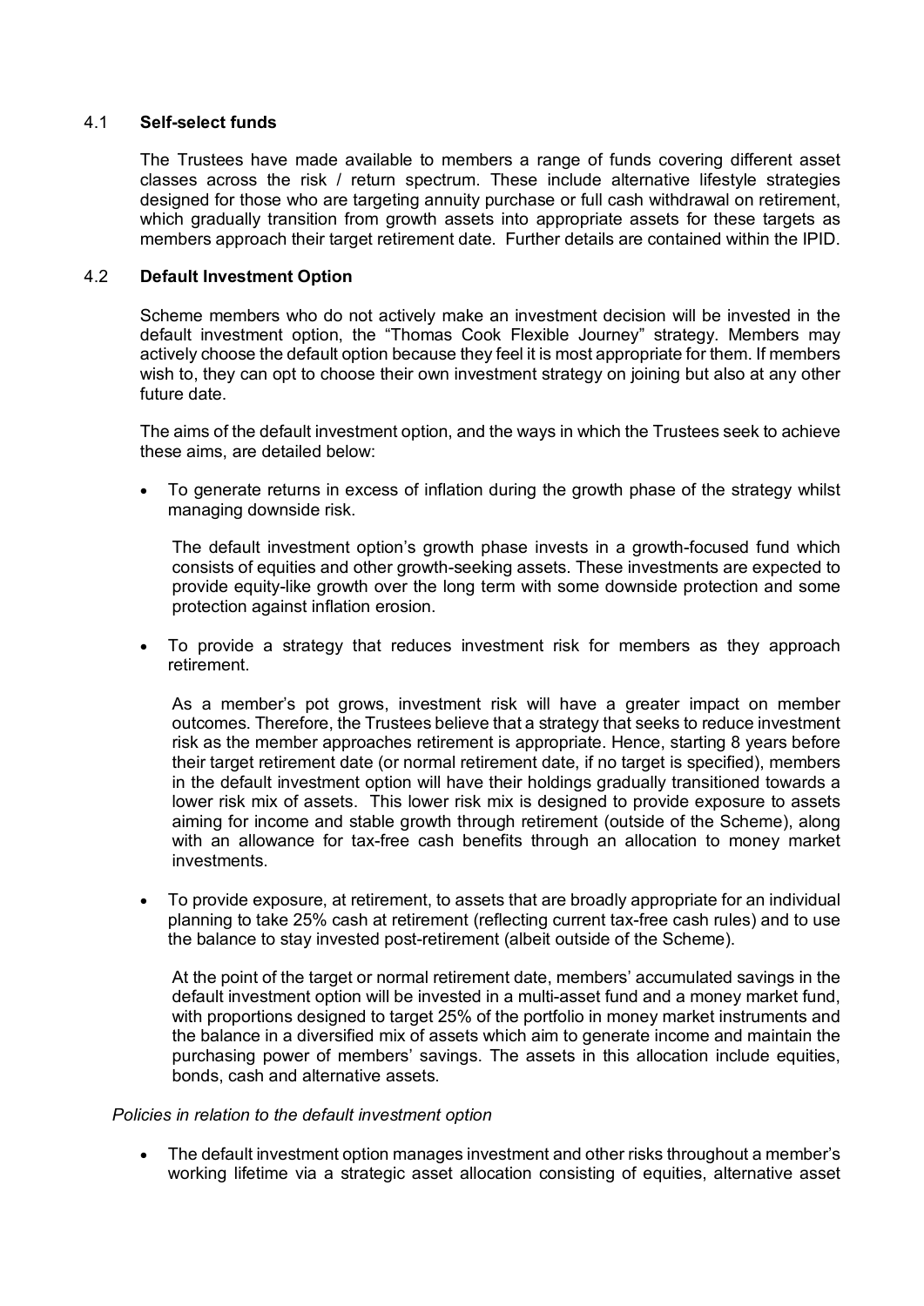### 4.1 **Self-select funds**

The Trustees have made available to members a range of funds covering different asset classes across the risk / return spectrum. These include alternative lifestyle strategies designed for those who are targeting annuity purchase or full cash withdrawal on retirement, which gradually transition from growth assets into appropriate assets for these targets as members approach their target retirement date. Further details are contained within the IPID.

### 4.2 **Default Investment Option**

Scheme members who do not actively make an investment decision will be invested in the default investment option, the "Thomas Cook Flexible Journey" strategy. Members may actively choose the default option because they feel it is most appropriate for them. If members wish to, they can opt to choose their own investment strategy on joining but also at any other future date.

The aims of the default investment option, and the ways in which the Trustees seek to achieve these aims, are detailed below:

- To generate returns in excess of inflation during the growth phase of the strategy whilst managing downside risk.

  The default investment option's growth phase invests in a growth-focused fund which consists of equities and other growth-seeking assets. These investments are expected to provide equity-like growth over the long term with some downside protection and some protection against inflation erosion.

- To provide a strategy that reduces investment risk for members as they approach retirement.

  As a member's pot grows, investment risk will have a greater impact on member outcomes. Therefore, the Trustees believe that a strategy that seeks to reduce investment risk as the member approaches retirement is appropriate. Hence, starting 8 years before their target retirement date (or normal retirement date, if no target is specified), members in the default investment option will have their holdings gradually transitioned towards a lower risk mix of assets. This lower risk mix is designed to provide exposure to assets aiming for income and stable growth through retirement (outside of the Scheme), along with an allowance for tax-free cash benefits through an allocation to money market investments.

- To provide exposure, at retirement, to assets that are broadly appropriate for an individual planning to take 25% cash at retirement (reflecting current tax-free cash rules) and to use the balance to stay invested post-retirement (albeit outside of the Scheme).

  At the point of the target or normal retirement date, members' accumulated savings in the default investment option will be invested in a multi-asset fund and a money market fund, with proportions designed to target 25% of the portfolio in money market instruments and the balance in a diversified mix of assets which aim to generate income and maintain the purchasing power of members' savings. The assets in this allocation include equities, bonds, cash and alternative assets.

*Policies in relation to the default investment option*

- The default investment option manages investment and other risks throughout a member's working lifetime via a strategic asset allocation consisting of equities, alternative asset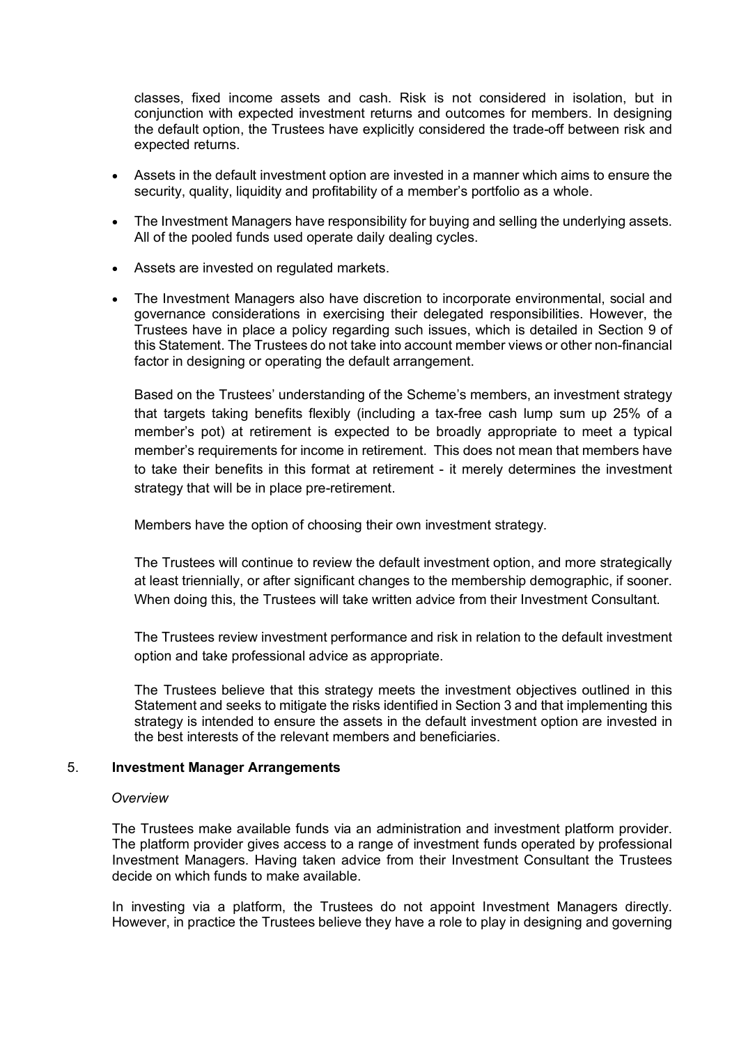classes, fixed income assets and cash. Risk is not considered in isolation, but in conjunction with expected investment returns and outcomes for members. In designing the default option, the Trustees have explicitly considered the trade-off between risk and expected returns.

- Assets in the default investment option are invested in a manner which aims to ensure the security, quality, liquidity and profitability of a member's portfolio as a whole.
- The Investment Managers have responsibility for buying and selling the underlying assets. All of the pooled funds used operate daily dealing cycles.
- Assets are invested on regulated markets.
- The Investment Managers also have discretion to incorporate environmental, social and governance considerations in exercising their delegated responsibilities. However, the Trustees have in place a policy regarding such issues, which is detailed in Section 9 of this Statement. The Trustees do not take into account member views or other non-financial factor in designing or operating the default arrangement.

Based on the Trustees' understanding of the Scheme's members, an investment strategy that targets taking benefits flexibly (including a tax-free cash lump sum up 25% of a member's pot) at retirement is expected to be broadly appropriate to meet a typical member's requirements for income in retirement. This does not mean that members have to take their benefits in this format at retirement - it merely determines the investment strategy that will be in place pre-retirement.

Members have the option of choosing their own investment strategy.

The Trustees will continue to review the default investment option, and more strategically at least triennially, or after significant changes to the membership demographic, if sooner. When doing this, the Trustees will take written advice from their Investment Consultant.

The Trustees review investment performance and risk in relation to the default investment option and take professional advice as appropriate.

The Trustees believe that this strategy meets the investment objectives outlined in this Statement and seeks to mitigate the risks identified in Section 3 and that implementing this strategy is intended to ensure the assets in the default investment option are invested in the best interests of the relevant members and beneficiaries.

## 5. Investment Manager Arrangements

*Overview*

The Trustees make available funds via an administration and investment platform provider. The platform provider gives access to a range of investment funds operated by professional Investment Managers. Having taken advice from their Investment Consultant the Trustees decide on which funds to make available.

In investing via a platform, the Trustees do not appoint Investment Managers directly. However, in practice the Trustees believe they have a role to play in designing and governing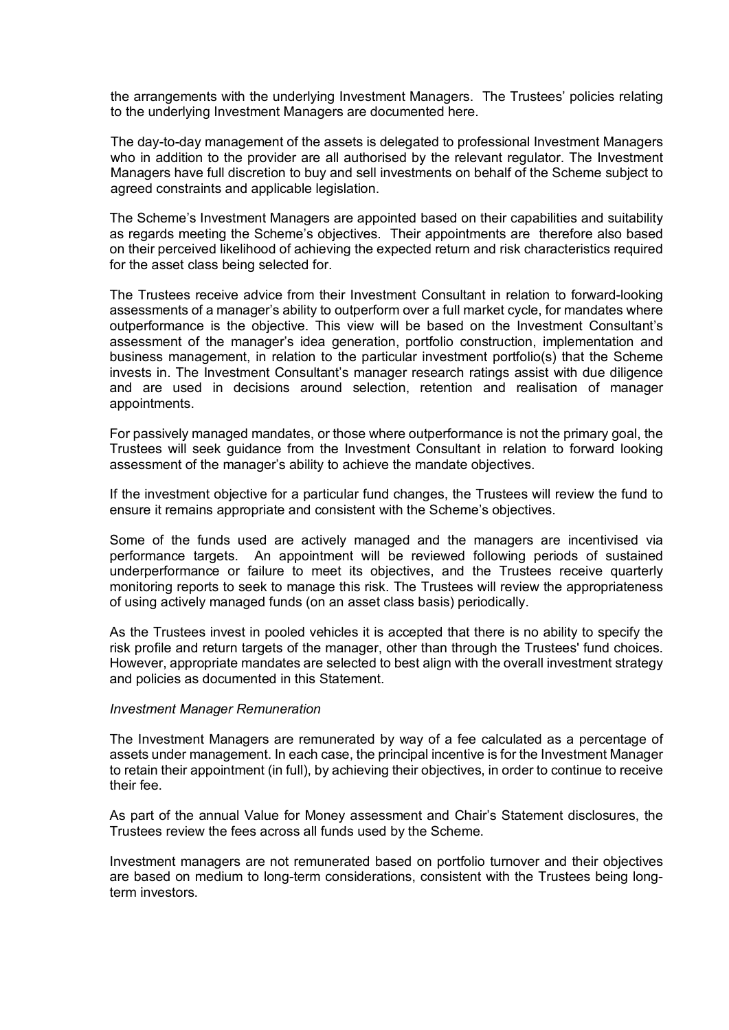the arrangements with the underlying Investment Managers. The Trustees' policies relating to the underlying Investment Managers are documented here.

The day-to-day management of the assets is delegated to professional Investment Managers who in addition to the provider are all authorised by the relevant regulator. The Investment Managers have full discretion to buy and sell investments on behalf of the Scheme subject to agreed constraints and applicable legislation.

The Scheme's Investment Managers are appointed based on their capabilities and suitability as regards meeting the Scheme's objectives. Their appointments are therefore also based on their perceived likelihood of achieving the expected return and risk characteristics required for the asset class being selected for.

The Trustees receive advice from their Investment Consultant in relation to forward-looking assessments of a manager's ability to outperform over a full market cycle, for mandates where outperformance is the objective. This view will be based on the Investment Consultant's assessment of the manager's idea generation, portfolio construction, implementation and business management, in relation to the particular investment portfolio(s) that the Scheme invests in. The Investment Consultant's manager research ratings assist with due diligence and are used in decisions around selection, retention and realisation of manager appointments.

For passively managed mandates, or those where outperformance is not the primary goal, the Trustees will seek guidance from the Investment Consultant in relation to forward looking assessment of the manager's ability to achieve the mandate objectives.

If the investment objective for a particular fund changes, the Trustees will review the fund to ensure it remains appropriate and consistent with the Scheme's objectives.

Some of the funds used are actively managed and the managers are incentivised via performance targets. An appointment will be reviewed following periods of sustained underperformance or failure to meet its objectives, and the Trustees receive quarterly monitoring reports to seek to manage this risk. The Trustees will review the appropriateness of using actively managed funds (on an asset class basis) periodically.

As the Trustees invest in pooled vehicles it is accepted that there is no ability to specify the risk profile and return targets of the manager, other than through the Trustees' fund choices. However, appropriate mandates are selected to best align with the overall investment strategy and policies as documented in this Statement.

*Investment Manager Remuneration*

The Investment Managers are remunerated by way of a fee calculated as a percentage of assets under management. In each case, the principal incentive is for the Investment Manager to retain their appointment (in full), by achieving their objectives, in order to continue to receive their fee.

As part of the annual Value for Money assessment and Chair's Statement disclosures, the Trustees review the fees across all funds used by the Scheme.

Investment managers are not remunerated based on portfolio turnover and their objectives are based on medium to long-term considerations, consistent with the Trustees being long-term investors.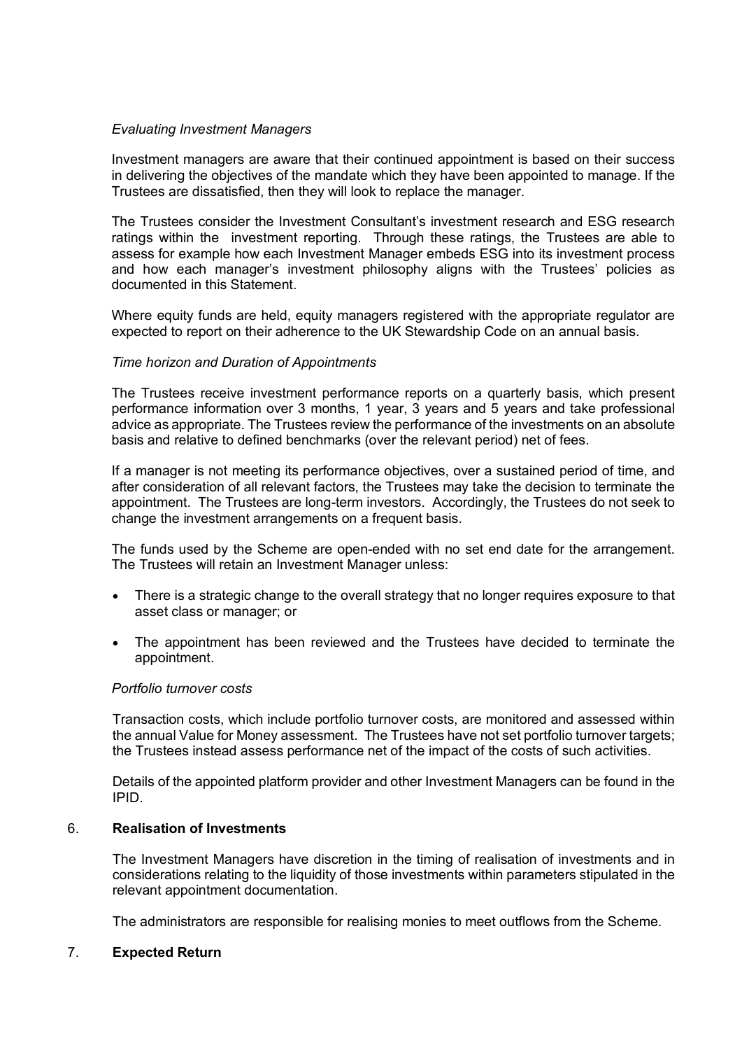*Evaluating Investment Managers*

Investment managers are aware that their continued appointment is based on their success in delivering the objectives of the mandate which they have been appointed to manage. If the Trustees are dissatisfied, then they will look to replace the manager.

The Trustees consider the Investment Consultant's investment research and ESG research ratings within the investment reporting. Through these ratings, the Trustees are able to assess for example how each Investment Manager embeds ESG into its investment process and how each manager's investment philosophy aligns with the Trustees' policies as documented in this Statement.

Where equity funds are held, equity managers registered with the appropriate regulator are expected to report on their adherence to the UK Stewardship Code on an annual basis.

*Time horizon and Duration of Appointments*

The Trustees receive investment performance reports on a quarterly basis, which present performance information over 3 months, 1 year, 3 years and 5 years and take professional advice as appropriate. The Trustees review the performance of the investments on an absolute basis and relative to defined benchmarks (over the relevant period) net of fees.

If a manager is not meeting its performance objectives, over a sustained period of time, and after consideration of all relevant factors, the Trustees may take the decision to terminate the appointment. The Trustees are long-term investors. Accordingly, the Trustees do not seek to change the investment arrangements on a frequent basis.

The funds used by the Scheme are open-ended with no set end date for the arrangement. The Trustees will retain an Investment Manager unless:

- There is a strategic change to the overall strategy that no longer requires exposure to that asset class or manager; or
- The appointment has been reviewed and the Trustees have decided to terminate the appointment.

*Portfolio turnover costs*

Transaction costs, which include portfolio turnover costs, are monitored and assessed within the annual Value for Money assessment. The Trustees have not set portfolio turnover targets; the Trustees instead assess performance net of the impact of the costs of such activities.

Details of the appointed platform provider and other Investment Managers can be found in the IPID.

## 6. **Realisation of Investments**

The Investment Managers have discretion in the timing of realisation of investments and in considerations relating to the liquidity of those investments within parameters stipulated in the relevant appointment documentation.

The administrators are responsible for realising monies to meet outflows from the Scheme.

## 7. **Expected Return**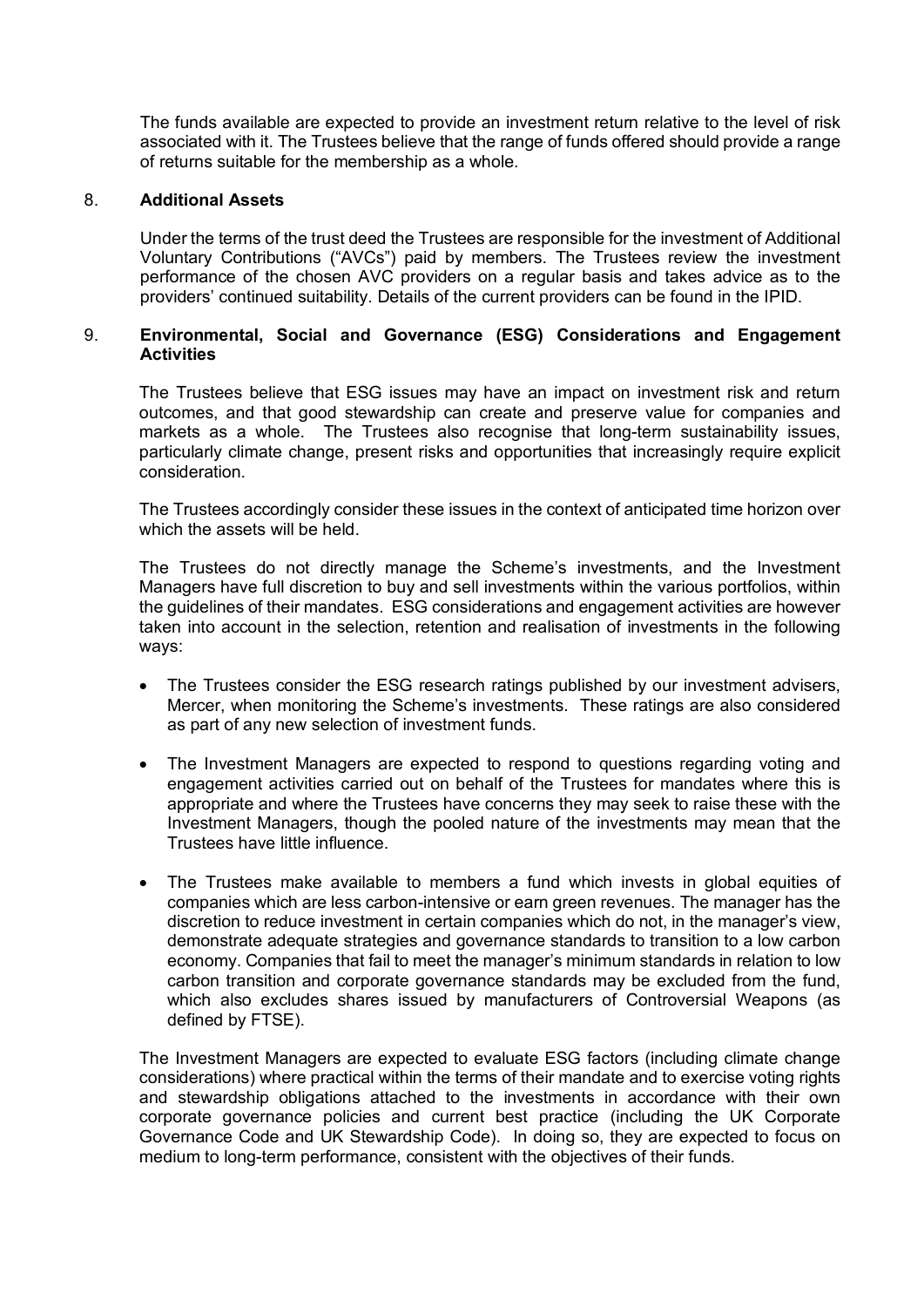The funds available are expected to provide an investment return relative to the level of risk associated with it. The Trustees believe that the range of funds offered should provide a range of returns suitable for the membership as a whole.

## 8. Additional Assets

Under the terms of the trust deed the Trustees are responsible for the investment of Additional Voluntary Contributions ("AVCs") paid by members. The Trustees review the investment performance of the chosen AVC providers on a regular basis and takes advice as to the providers' continued suitability. Details of the current providers can be found in the IPID.

## 9. Environmental, Social and Governance (ESG) Considerations and Engagement Activities

The Trustees believe that ESG issues may have an impact on investment risk and return outcomes, and that good stewardship can create and preserve value for companies and markets as a whole. The Trustees also recognise that long-term sustainability issues, particularly climate change, present risks and opportunities that increasingly require explicit consideration.

The Trustees accordingly consider these issues in the context of anticipated time horizon over which the assets will be held.

The Trustees do not directly manage the Scheme's investments, and the Investment Managers have full discretion to buy and sell investments within the various portfolios, within the guidelines of their mandates. ESG considerations and engagement activities are however taken into account in the selection, retention and realisation of investments in the following ways:

- The Trustees consider the ESG research ratings published by our investment advisers, Mercer, when monitoring the Scheme's investments. These ratings are also considered as part of any new selection of investment funds.
- The Investment Managers are expected to respond to questions regarding voting and engagement activities carried out on behalf of the Trustees for mandates where this is appropriate and where the Trustees have concerns they may seek to raise these with the Investment Managers, though the pooled nature of the investments may mean that the Trustees have little influence.
- The Trustees make available to members a fund which invests in global equities of companies which are less carbon-intensive or earn green revenues. The manager has the discretion to reduce investment in certain companies which do not, in the manager's view, demonstrate adequate strategies and governance standards to transition to a low carbon economy. Companies that fail to meet the manager's minimum standards in relation to low carbon transition and corporate governance standards may be excluded from the fund, which also excludes shares issued by manufacturers of Controversial Weapons (as defined by FTSE).

The Investment Managers are expected to evaluate ESG factors (including climate change considerations) where practical within the terms of their mandate and to exercise voting rights and stewardship obligations attached to the investments in accordance with their own corporate governance policies and current best practice (including the UK Corporate Governance Code and UK Stewardship Code). In doing so, they are expected to focus on medium to long-term performance, consistent with the objectives of their funds.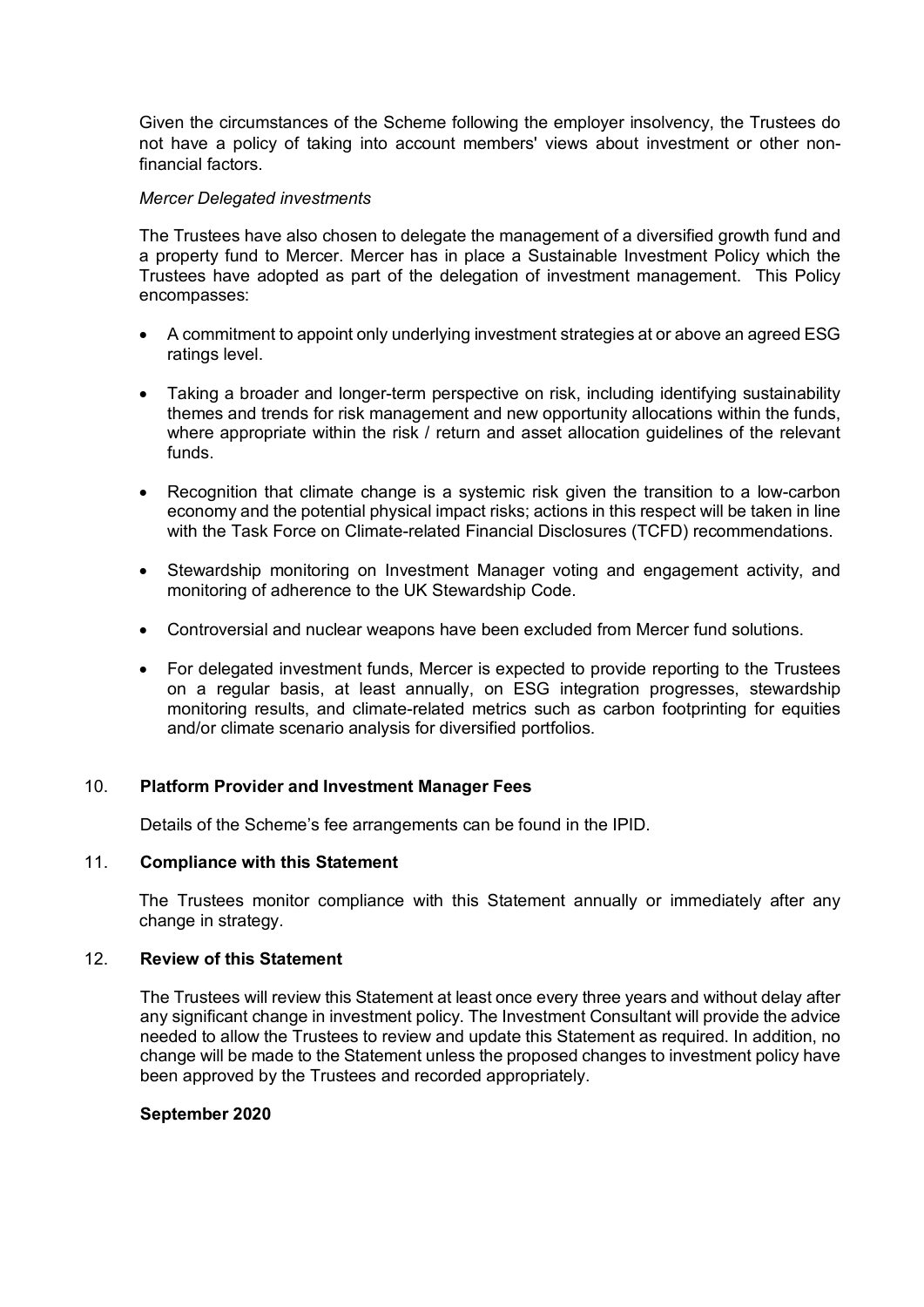Given the circumstances of the Scheme following the employer insolvency, the Trustees do not have a policy of taking into account members' views about investment or other non-financial factors.

*Mercer Delegated investments*

The Trustees have also chosen to delegate the management of a diversified growth fund and a property fund to Mercer. Mercer has in place a Sustainable Investment Policy which the Trustees have adopted as part of the delegation of investment management. This Policy encompasses:

- A commitment to appoint only underlying investment strategies at or above an agreed ESG ratings level.
- Taking a broader and longer-term perspective on risk, including identifying sustainability themes and trends for risk management and new opportunity allocations within the funds, where appropriate within the risk / return and asset allocation guidelines of the relevant funds.
- Recognition that climate change is a systemic risk given the transition to a low-carbon economy and the potential physical impact risks; actions in this respect will be taken in line with the Task Force on Climate-related Financial Disclosures (TCFD) recommendations.
- Stewardship monitoring on Investment Manager voting and engagement activity, and monitoring of adherence to the UK Stewardship Code.
- Controversial and nuclear weapons have been excluded from Mercer fund solutions.
- For delegated investment funds, Mercer is expected to provide reporting to the Trustees on a regular basis, at least annually, on ESG integration progresses, stewardship monitoring results, and climate-related metrics such as carbon footprinting for equities and/or climate scenario analysis for diversified portfolios.

## 10. Platform Provider and Investment Manager Fees

Details of the Scheme's fee arrangements can be found in the IPID.

## 11. Compliance with this Statement

The Trustees monitor compliance with this Statement annually or immediately after any change in strategy.

## 12. Review of this Statement

The Trustees will review this Statement at least once every three years and without delay after any significant change in investment policy. The Investment Consultant will provide the advice needed to allow the Trustees to review and update this Statement as required. In addition, no change will be made to the Statement unless the proposed changes to investment policy have been approved by the Trustees and recorded appropriately.

**September 2020**